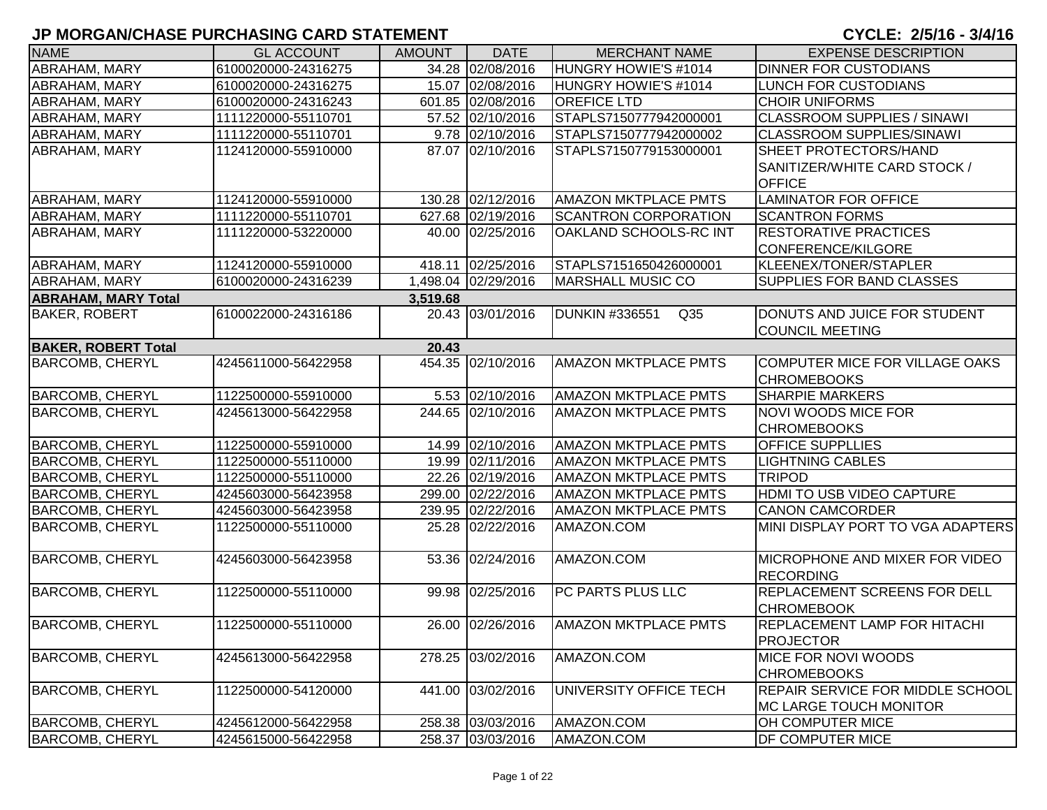# JP MORGAN/CHASE PURCHASING CARD STATEMENT

**CYCLE: 2/5/16 - 3/4/16**

| NAME | GL ACCOUNT | AMOUNT | DATE | MERCHANT NAME | EXPENSE DESCRIPTION |
|---|---|---|---|---|---|
| ABRAHAM, MARY | 6100020000-24316275 | 34.28 | 02/08/2016 | HUNGRY HOWIE'S #1014 | DINNER FOR CUSTODIANS |
| ABRAHAM, MARY | 6100020000-24316275 | 15.07 | 02/08/2016 | HUNGRY HOWIE'S #1014 | LUNCH FOR CUSTODIANS |
| ABRAHAM, MARY | 6100020000-24316243 | 601.85 | 02/08/2016 | OREFICE LTD | CHOIR UNIFORMS |
| ABRAHAM, MARY | 1111220000-55110701 | 57.52 | 02/10/2016 | STAPLS7150777942000001 | CLASSROOM SUPPLIES / SINAWI |
| ABRAHAM, MARY | 1111220000-55110701 | 9.78 | 02/10/2016 | STAPLS7150777942000002 | CLASSROOM SUPPLIES/SINAWI |
| ABRAHAM, MARY | 1124120000-55910000 | 87.07 | 02/10/2016 | STAPLS7150779153000001 | SHEET PROTECTORS/HAND SANITIZER/WHITE CARD STOCK / OFFICE |
| ABRAHAM, MARY | 1124120000-55910000 | 130.28 | 02/12/2016 | AMAZON MKTPLACE PMTS | LAMINATOR FOR OFFICE |
| ABRAHAM, MARY | 1111220000-55110701 | 627.68 | 02/19/2016 | SCANTRON CORPORATION | SCANTRON FORMS |
| ABRAHAM, MARY | 1111220000-53220000 | 40.00 | 02/25/2016 | OAKLAND SCHOOLS-RC INT | RESTORATIVE PRACTICES CONFERENCE/KILGORE |
| ABRAHAM, MARY | 1124120000-55910000 | 418.11 | 02/25/2016 | STAPLS7151650426000001 | KLEENEX/TONER/STAPLER |
| ABRAHAM, MARY | 6100020000-24316239 | 1,498.04 | 02/29/2016 | MARSHALL MUSIC CO | SUPPLIES FOR BAND CLASSES |
| **ABRAHAM, MARY Total** | | **3,519.68** | | | |
| BAKER, ROBERT | 6100022000-24316186 | 20.43 | 03/01/2016 | DUNKIN #336551 Q35 | DONUTS AND JUICE FOR STUDENT COUNCIL MEETING |
| **BAKER, ROBERT Total** | | **20.43** | | | |
| BARCOMB, CHERYL | 4245611000-56422958 | 454.35 | 02/10/2016 | AMAZON MKTPLACE PMTS | COMPUTER MICE FOR VILLAGE OAKS CHROMEBOOKS |
| BARCOMB, CHERYL | 1122500000-55910000 | 5.53 | 02/10/2016 | AMAZON MKTPLACE PMTS | SHARPIE MARKERS |
| BARCOMB, CHERYL | 4245613000-56422958 | 244.65 | 02/10/2016 | AMAZON MKTPLACE PMTS | NOVI WOODS MICE FOR CHROMEBOOKS |
| BARCOMB, CHERYL | 1122500000-55910000 | 14.99 | 02/10/2016 | AMAZON MKTPLACE PMTS | OFFICE SUPPLLIES |
| BARCOMB, CHERYL | 1122500000-55110000 | 19.99 | 02/11/2016 | AMAZON MKTPLACE PMTS | LIGHTNING CABLES |
| BARCOMB, CHERYL | 1122500000-55110000 | 22.26 | 02/19/2016 | AMAZON MKTPLACE PMTS | TRIPOD |
| BARCOMB, CHERYL | 4245603000-56423958 | 299.00 | 02/22/2016 | AMAZON MKTPLACE PMTS | HDMI TO USB VIDEO CAPTURE |
| BARCOMB, CHERYL | 4245603000-56423958 | 239.95 | 02/22/2016 | AMAZON MKTPLACE PMTS | CANON CAMCORDER |
| BARCOMB, CHERYL | 1122500000-55110000 | 25.28 | 02/22/2016 | AMAZON.COM | MINI DISPLAY PORT TO VGA ADAPTERS |
| BARCOMB, CHERYL | 4245603000-56423958 | 53.36 | 02/24/2016 | AMAZON.COM | MICROPHONE AND MIXER FOR VIDEO RECORDING |
| BARCOMB, CHERYL | 1122500000-55110000 | 99.98 | 02/25/2016 | PC PARTS PLUS LLC | REPLACEMENT SCREENS FOR DELL CHROMEBOOK |
| BARCOMB, CHERYL | 1122500000-55110000 | 26.00 | 02/26/2016 | AMAZON MKTPLACE PMTS | REPLACEMENT LAMP FOR HITACHI PROJECTOR |
| BARCOMB, CHERYL | 4245613000-56422958 | 278.25 | 03/02/2016 | AMAZON.COM | MICE FOR NOVI WOODS CHROMEBOOKS |
| BARCOMB, CHERYL | 1122500000-54120000 | 441.00 | 03/02/2016 | UNIVERSITY OFFICE TECH | REPAIR SERVICE FOR MIDDLE SCHOOL MC LARGE TOUCH MONITOR |
| BARCOMB, CHERYL | 4245612000-56422958 | 258.38 | 03/03/2016 | AMAZON.COM | OH COMPUTER MICE |
| BARCOMB, CHERYL | 4245615000-56422958 | 258.37 | 03/03/2016 | AMAZON.COM | DF COMPUTER MICE |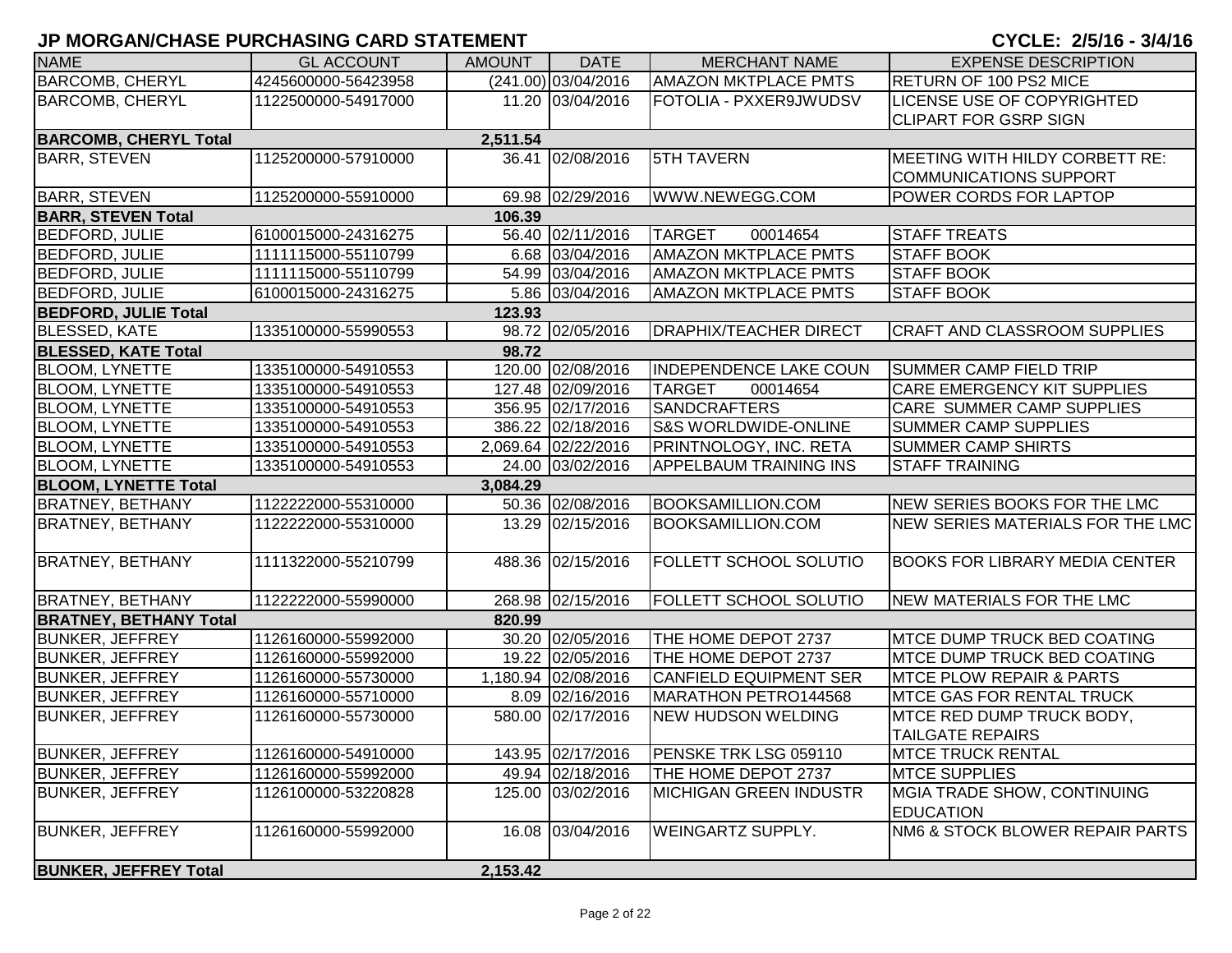# JP MORGAN/CHASE PURCHASING CARD STATEMENT

CYCLE: 2/5/16 - 3/4/16

| NAME | GL ACCOUNT | AMOUNT | DATE | MERCHANT NAME | EXPENSE DESCRIPTION |
|---|---|---|---|---|---|
| BARCOMB, CHERYL | 4245600000-56423958 | (241.00) | 03/04/2016 | AMAZON MKTPLACE PMTS | RETURN OF 100 PS2 MICE |
| BARCOMB, CHERYL | 1122500000-54917000 | 11.20 | 03/04/2016 | FOTOLIA - PXXER9JWUDSV | LICENSE USE OF COPYRIGHTED CLIPART FOR GSRP SIGN |
| **BARCOMB, CHERYL Total** | | **2,511.54** | | | |
| BARR, STEVEN | 1125200000-57910000 | 36.41 | 02/08/2016 | 5TH TAVERN | MEETING WITH HILDY CORBETT RE: COMMUNICATIONS SUPPORT |
| BARR, STEVEN | 1125200000-55910000 | 69.98 | 02/29/2016 | WWW.NEWEGG.COM | POWER CORDS FOR LAPTOP |
| **BARR, STEVEN Total** | | **106.39** | | | |
| BEDFORD, JULIE | 6100015000-24316275 | 56.40 | 02/11/2016 | TARGET 00014654 | STAFF TREATS |
| BEDFORD, JULIE | 1111115000-55110799 | 6.68 | 03/04/2016 | AMAZON MKTPLACE PMTS | STAFF BOOK |
| BEDFORD, JULIE | 1111115000-55110799 | 54.99 | 03/04/2016 | AMAZON MKTPLACE PMTS | STAFF BOOK |
| BEDFORD, JULIE | 6100015000-24316275 | 5.86 | 03/04/2016 | AMAZON MKTPLACE PMTS | STAFF BOOK |
| **BEDFORD, JULIE Total** | | **123.93** | | | |
| BLESSED, KATE | 1335100000-55990553 | 98.72 | 02/05/2016 | DRAPHIX/TEACHER DIRECT | CRAFT AND CLASSROOM SUPPLIES |
| **BLESSED, KATE Total** | | **98.72** | | | |
| BLOOM, LYNETTE | 1335100000-54910553 | 120.00 | 02/08/2016 | INDEPENDENCE LAKE COUN | SUMMER CAMP FIELD TRIP |
| BLOOM, LYNETTE | 1335100000-54910553 | 127.48 | 02/09/2016 | TARGET 00014654 | CARE EMERGENCY KIT SUPPLIES |
| BLOOM, LYNETTE | 1335100000-54910553 | 356.95 | 02/17/2016 | SANDCRAFTERS | CARE SUMMER CAMP SUPPLIES |
| BLOOM, LYNETTE | 1335100000-54910553 | 386.22 | 02/18/2016 | S&S WORLDWIDE-ONLINE | SUMMER CAMP SUPPLIES |
| BLOOM, LYNETTE | 1335100000-54910553 | 2,069.64 | 02/22/2016 | PRINTNOLOGY, INC. RETA | SUMMER CAMP SHIRTS |
| BLOOM, LYNETTE | 1335100000-54910553 | 24.00 | 03/02/2016 | APPELBAUM TRAINING INS | STAFF TRAINING |
| **BLOOM, LYNETTE Total** | | **3,084.29** | | | |
| BRATNEY, BETHANY | 1122222000-55310000 | 50.36 | 02/08/2016 | BOOKSAMILLION.COM | NEW SERIES BOOKS FOR THE LMC |
| BRATNEY, BETHANY | 1122222000-55310000 | 13.29 | 02/15/2016 | BOOKSAMILLION.COM | NEW SERIES MATERIALS FOR THE LMC |
| BRATNEY, BETHANY | 1111322000-55210799 | 488.36 | 02/15/2016 | FOLLETT SCHOOL SOLUTIO | BOOKS FOR LIBRARY MEDIA CENTER |
| BRATNEY, BETHANY | 1122222000-55990000 | 268.98 | 02/15/2016 | FOLLETT SCHOOL SOLUTIO | NEW MATERIALS FOR THE LMC |
| **BRATNEY, BETHANY Total** | | **820.99** | | | |
| BUNKER, JEFFREY | 1126160000-55992000 | 30.20 | 02/05/2016 | THE HOME DEPOT 2737 | MTCE DUMP TRUCK BED COATING |
| BUNKER, JEFFREY | 1126160000-55992000 | 19.22 | 02/05/2016 | THE HOME DEPOT 2737 | MTCE DUMP TRUCK BED COATING |
| BUNKER, JEFFREY | 1126160000-55730000 | 1,180.94 | 02/08/2016 | CANFIELD EQUIPMENT SER | MTCE PLOW REPAIR & PARTS |
| BUNKER, JEFFREY | 1126160000-55710000 | 8.09 | 02/16/2016 | MARATHON PETRO144568 | MTCE GAS FOR RENTAL TRUCK |
| BUNKER, JEFFREY | 1126160000-55730000 | 580.00 | 02/17/2016 | NEW HUDSON WELDING | MTCE RED DUMP TRUCK BODY, TAILGATE REPAIRS |
| BUNKER, JEFFREY | 1126160000-54910000 | 143.95 | 02/17/2016 | PENSKE TRK LSG 059110 | MTCE TRUCK RENTAL |
| BUNKER, JEFFREY | 1126160000-55992000 | 49.94 | 02/18/2016 | THE HOME DEPOT 2737 | MTCE SUPPLIES |
| BUNKER, JEFFREY | 1126100000-53220828 | 125.00 | 03/02/2016 | MICHIGAN GREEN INDUSTR | MGIA TRADE SHOW, CONTINUING EDUCATION |
| BUNKER, JEFFREY | 1126160000-55992000 | 16.08 | 03/04/2016 | WEINGARTZ SUPPLY. | NM6 & STOCK BLOWER REPAIR PARTS |
| **BUNKER, JEFFREY Total** | | **2,153.42** | | | |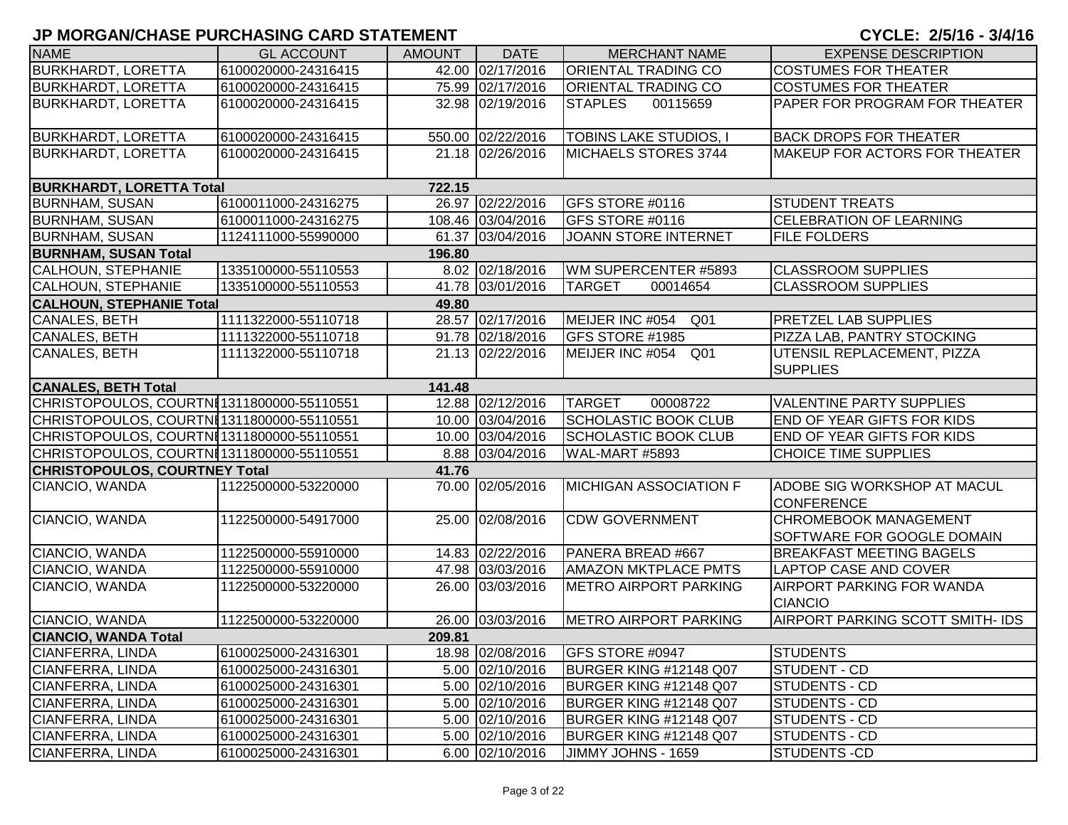# JP MORGAN/CHASE PURCHASING CARD STATEMENT

**CYCLE: 2/5/16 - 3/4/16**

| NAME | GL ACCOUNT | AMOUNT | DATE | MERCHANT NAME | EXPENSE DESCRIPTION |
|---|---|---|---|---|---|
| BURKHARDT, LORETTA | 6100020000-24316415 | 42.00 | 02/17/2016 | ORIENTAL TRADING CO | COSTUMES FOR THEATER |
| BURKHARDT, LORETTA | 6100020000-24316415 | 75.99 | 02/17/2016 | ORIENTAL TRADING CO | COSTUMES FOR THEATER |
| BURKHARDT, LORETTA | 6100020000-24316415 | 32.98 | 02/19/2016 | STAPLES 00115659 | PAPER FOR PROGRAM FOR THEATER |
| BURKHARDT, LORETTA | 6100020000-24316415 | 550.00 | 02/22/2016 | TOBINS LAKE STUDIOS, I | BACK DROPS FOR THEATER |
| BURKHARDT, LORETTA | 6100020000-24316415 | 21.18 | 02/26/2016 | MICHAELS STORES 3744 | MAKEUP FOR ACTORS FOR THEATER |
| **BURKHARDT, LORETTA Total** | | **722.15** | | | |
| BURNHAM, SUSAN | 6100011000-24316275 | 26.97 | 02/22/2016 | GFS STORE #0116 | STUDENT TREATS |
| BURNHAM, SUSAN | 6100011000-24316275 | 108.46 | 03/04/2016 | GFS STORE #0116 | CELEBRATION OF LEARNING |
| BURNHAM, SUSAN | 1124111000-55990000 | 61.37 | 03/04/2016 | JOANN STORE INTERNET | FILE FOLDERS |
| **BURNHAM, SUSAN Total** | | **196.80** | | | |
| CALHOUN, STEPHANIE | 1335100000-55110553 | 8.02 | 02/18/2016 | WM SUPERCENTER #5893 | CLASSROOM SUPPLIES |
| CALHOUN, STEPHANIE | 1335100000-55110553 | 41.78 | 03/01/2016 | TARGET 00014654 | CLASSROOM SUPPLIES |
| **CALHOUN, STEPHANIE Total** | | **49.80** | | | |
| CANALES, BETH | 1111322000-55110718 | 28.57 | 02/17/2016 | MEIJER INC #054 Q01 | PRETZEL LAB SUPPLIES |
| CANALES, BETH | 1111322000-55110718 | 91.78 | 02/18/2016 | GFS STORE #1985 | PIZZA LAB, PANTRY STOCKING |
| CANALES, BETH | 1111322000-55110718 | 21.13 | 02/22/2016 | MEIJER INC #054 Q01 | UTENSIL REPLACEMENT, PIZZA SUPPLIES |
| **CANALES, BETH Total** | | **141.48** | | | |
| CHRISTOPOULOS, COURTNI | 1311800000-55110551 | 12.88 | 02/12/2016 | TARGET 00008722 | VALENTINE PARTY SUPPLIES |
| CHRISTOPOULOS, COURTNI | 1311800000-55110551 | 10.00 | 03/04/2016 | SCHOLASTIC BOOK CLUB | END OF YEAR GIFTS FOR KIDS |
| CHRISTOPOULOS, COURTNI | 1311800000-55110551 | 10.00 | 03/04/2016 | SCHOLASTIC BOOK CLUB | END OF YEAR GIFTS FOR KIDS |
| CHRISTOPOULOS, COURTNI | 1311800000-55110551 | 8.88 | 03/04/2016 | WAL-MART #5893 | CHOICE TIME SUPPLIES |
| **CHRISTOPOULOS, COURTNEY Total** | | **41.76** | | | |
| CIANCIO, WANDA | 1122500000-53220000 | 70.00 | 02/05/2016 | MICHIGAN ASSOCIATION F | ADOBE SIG WORKSHOP AT MACUL CONFERENCE |
| CIANCIO, WANDA | 1122500000-54917000 | 25.00 | 02/08/2016 | CDW GOVERNMENT | CHROMEBOOK MANAGEMENT SOFTWARE FOR GOOGLE DOMAIN |
| CIANCIO, WANDA | 1122500000-55910000 | 14.83 | 02/22/2016 | PANERA BREAD #667 | BREAKFAST MEETING BAGELS |
| CIANCIO, WANDA | 1122500000-55910000 | 47.98 | 03/03/2016 | AMAZON MKTPLACE PMTS | LAPTOP CASE AND COVER |
| CIANCIO, WANDA | 1122500000-53220000 | 26.00 | 03/03/2016 | METRO AIRPORT PARKING | AIRPORT PARKING FOR WANDA CIANCIO |
| CIANCIO, WANDA | 1122500000-53220000 | 26.00 | 03/03/2016 | METRO AIRPORT PARKING | AIRPORT PARKING SCOTT SMITH- IDS |
| **CIANCIO, WANDA Total** | | **209.81** | | | |
| CIANFERRA, LINDA | 6100025000-24316301 | 18.98 | 02/08/2016 | GFS STORE #0947 | STUDENTS |
| CIANFERRA, LINDA | 6100025000-24316301 | 5.00 | 02/10/2016 | BURGER KING #12148 Q07 | STUDENT - CD |
| CIANFERRA, LINDA | 6100025000-24316301 | 5.00 | 02/10/2016 | BURGER KING #12148 Q07 | STUDENTS - CD |
| CIANFERRA, LINDA | 6100025000-24316301 | 5.00 | 02/10/2016 | BURGER KING #12148 Q07 | STUDENTS - CD |
| CIANFERRA, LINDA | 6100025000-24316301 | 5.00 | 02/10/2016 | BURGER KING #12148 Q07 | STUDENTS - CD |
| CIANFERRA, LINDA | 6100025000-24316301 | 5.00 | 02/10/2016 | BURGER KING #12148 Q07 | STUDENTS - CD |
| CIANFERRA, LINDA | 6100025000-24316301 | 6.00 | 02/10/2016 | JIMMY JOHNS - 1659 | STUDENTS -CD |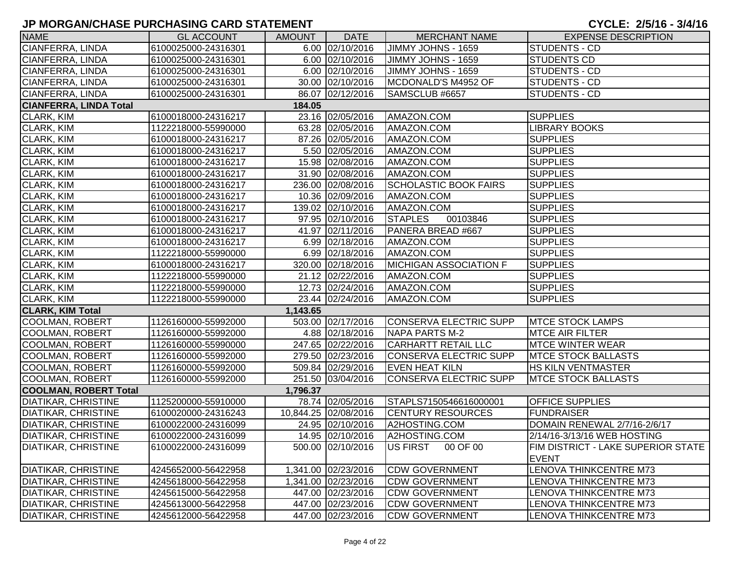# JP MORGAN/CHASE PURCHASING CARD STATEMENT

**CYCLE: 2/5/16 - 3/4/16**

| NAME | GL ACCOUNT | AMOUNT | DATE | MERCHANT NAME | EXPENSE DESCRIPTION |
|---|---|---|---|---|---|
| CIANFERRA, LINDA | 6100025000-24316301 | 6.00 | 02/10/2016 | JIMMY JOHNS - 1659 | STUDENTS - CD |
| CIANFERRA, LINDA | 6100025000-24316301 | 6.00 | 02/10/2016 | JIMMY JOHNS - 1659 | STUDENTS CD |
| CIANFERRA, LINDA | 6100025000-24316301 | 6.00 | 02/10/2016 | JIMMY JOHNS - 1659 | STUDENTS - CD |
| CIANFERRA, LINDA | 6100025000-24316301 | 30.00 | 02/10/2016 | MCDONALD'S M4952 OF | STUDENTS - CD |
| CIANFERRA, LINDA | 6100025000-24316301 | 86.07 | 02/12/2016 | SAMSCLUB #6657 | STUDENTS - CD |
| **CIANFERRA, LINDA Total** | | **184.05** | | | |
| CLARK, KIM | 6100018000-24316217 | 23.16 | 02/05/2016 | AMAZON.COM | SUPPLIES |
| CLARK, KIM | 1122218000-55990000 | 63.28 | 02/05/2016 | AMAZON.COM | LIBRARY BOOKS |
| CLARK, KIM | 6100018000-24316217 | 87.26 | 02/05/2016 | AMAZON.COM | SUPPLIES |
| CLARK, KIM | 6100018000-24316217 | 5.50 | 02/05/2016 | AMAZON.COM | SUPPLIES |
| CLARK, KIM | 6100018000-24316217 | 15.98 | 02/08/2016 | AMAZON.COM | SUPPLIES |
| CLARK, KIM | 6100018000-24316217 | 31.90 | 02/08/2016 | AMAZON.COM | SUPPLIES |
| CLARK, KIM | 6100018000-24316217 | 236.00 | 02/08/2016 | SCHOLASTIC BOOK FAIRS | SUPPLIES |
| CLARK, KIM | 6100018000-24316217 | 10.36 | 02/09/2016 | AMAZON.COM | SUPPLIES |
| CLARK, KIM | 6100018000-24316217 | 139.02 | 02/10/2016 | AMAZON.COM | SUPPLIES |
| CLARK, KIM | 6100018000-24316217 | 97.95 | 02/10/2016 | STAPLES 00103846 | SUPPLIES |
| CLARK, KIM | 6100018000-24316217 | 41.97 | 02/11/2016 | PANERA BREAD #667 | SUPPLIES |
| CLARK, KIM | 6100018000-24316217 | 6.99 | 02/18/2016 | AMAZON.COM | SUPPLIES |
| CLARK, KIM | 1122218000-55990000 | 6.99 | 02/18/2016 | AMAZON.COM | SUPPLIES |
| CLARK, KIM | 6100018000-24316217 | 320.00 | 02/18/2016 | MICHIGAN ASSOCIATION F | SUPPLIES |
| CLARK, KIM | 1122218000-55990000 | 21.12 | 02/22/2016 | AMAZON.COM | SUPPLIES |
| CLARK, KIM | 1122218000-55990000 | 12.73 | 02/24/2016 | AMAZON.COM | SUPPLIES |
| CLARK, KIM | 1122218000-55990000 | 23.44 | 02/24/2016 | AMAZON.COM | SUPPLIES |
| **CLARK, KIM Total** | | **1,143.65** | | | |
| COOLMAN, ROBERT | 1126160000-55992000 | 503.00 | 02/17/2016 | CONSERVA ELECTRIC SUPP | MTCE STOCK LAMPS |
| COOLMAN, ROBERT | 1126160000-55992000 | 4.88 | 02/18/2016 | NAPA PARTS M-2 | MTCE AIR FILTER |
| COOLMAN, ROBERT | 1126160000-55992000 | 247.65 | 02/22/2016 | CARHARTT RETAIL LLC | MTCE WINTER WEAR |
| COOLMAN, ROBERT | 1126160000-55992000 | 279.50 | 02/23/2016 | CONSERVA ELECTRIC SUPP | MTCE STOCK BALLASTS |
| COOLMAN, ROBERT | 1126160000-55992000 | 509.84 | 02/29/2016 | EVEN HEAT KILN | HS KILN VENTMASTER |
| COOLMAN, ROBERT | 1126160000-55992000 | 251.50 | 03/04/2016 | CONSERVA ELECTRIC SUPP | MTCE STOCK BALLASTS |
| **COOLMAN, ROBERT Total** | | **1,796.37** | | | |
| DIATIKAR, CHRISTINE | 1125200000-55910000 | 78.74 | 02/05/2016 | STAPLS7150546616000001 | OFFICE SUPPLIES |
| DIATIKAR, CHRISTINE | 6100020000-24316243 | 10,844.25 | 02/08/2016 | CENTURY RESOURCES | FUNDRAISER |
| DIATIKAR, CHRISTINE | 6100022000-24316099 | 24.95 | 02/10/2016 | A2HOSTING.COM | DOMAIN RENEWAL 2/7/16-2/6/17 |
| DIATIKAR, CHRISTINE | 6100022000-24316099 | 14.95 | 02/10/2016 | A2HOSTING.COM | 2/14/16-3/13/16 WEB HOSTING |
| DIATIKAR, CHRISTINE | 6100022000-24316099 | 500.00 | 02/10/2016 | US FIRST 00 OF 00 | FIM DISTRICT - LAKE SUPERIOR STATE EVENT |
| DIATIKAR, CHRISTINE | 4245652000-56422958 | 1,341.00 | 02/23/2016 | CDW GOVERNMENT | LENOVA THINKCENTRE M73 |
| DIATIKAR, CHRISTINE | 4245618000-56422958 | 1,341.00 | 02/23/2016 | CDW GOVERNMENT | LENOVA THINKCENTRE M73 |
| DIATIKAR, CHRISTINE | 4245615000-56422958 | 447.00 | 02/23/2016 | CDW GOVERNMENT | LENOVA THINKCENTRE M73 |
| DIATIKAR, CHRISTINE | 4245613000-56422958 | 447.00 | 02/23/2016 | CDW GOVERNMENT | LENOVA THINKCENTRE M73 |
| DIATIKAR, CHRISTINE | 4245612000-56422958 | 447.00 | 02/23/2016 | CDW GOVERNMENT | LENOVA THINKCENTRE M73 |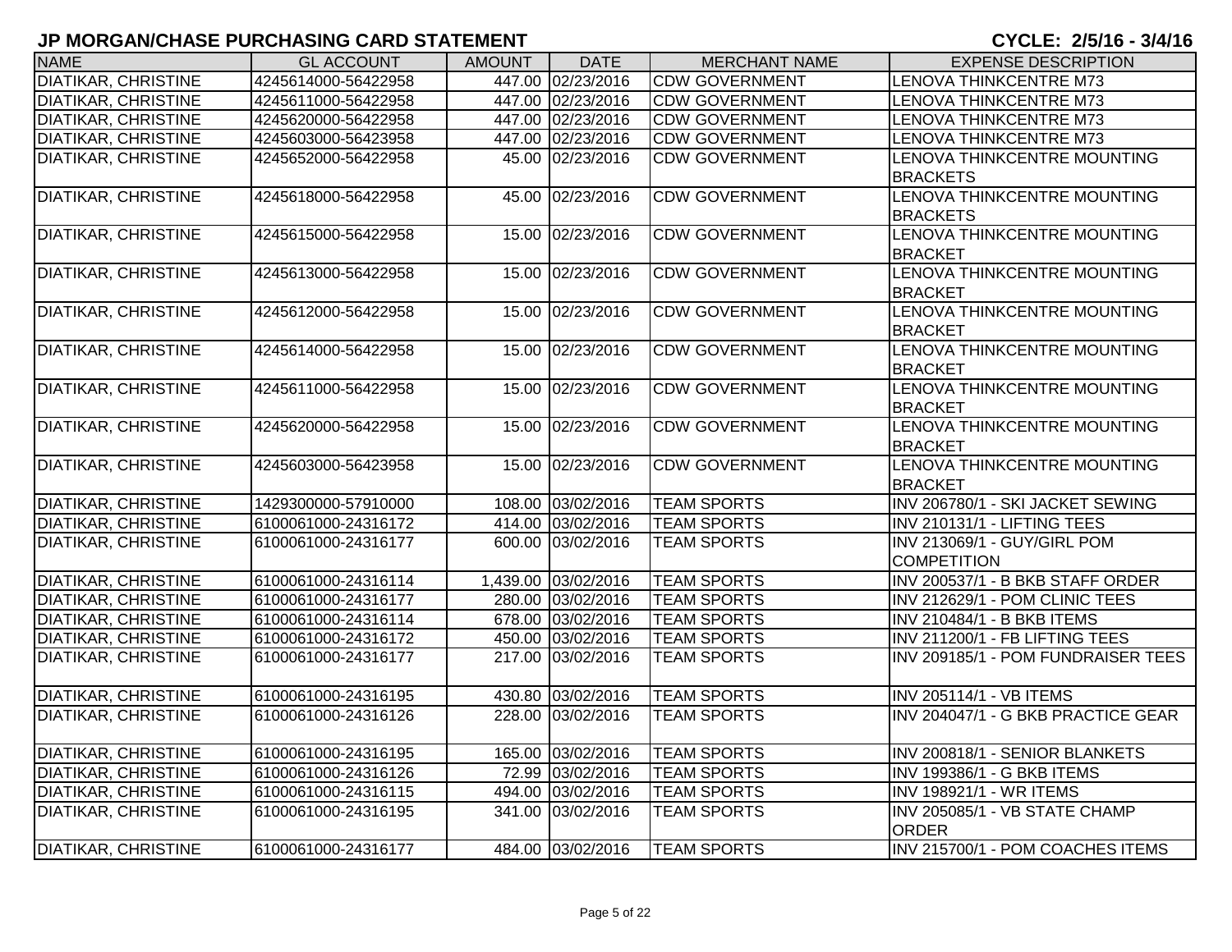## JP MORGAN/CHASE PURCHASING CARD STATEMENT

**CYCLE: 2/5/16 - 3/4/16**

| NAME | GL ACCOUNT | AMOUNT | DATE | MERCHANT NAME | EXPENSE DESCRIPTION |
|---|---|---|---|---|---|
| DIATIKAR, CHRISTINE | 4245614000-56422958 | 447.00 | 02/23/2016 | CDW GOVERNMENT | LENOVA THINKCENTRE M73 |
| DIATIKAR, CHRISTINE | 4245611000-56422958 | 447.00 | 02/23/2016 | CDW GOVERNMENT | LENOVA THINKCENTRE M73 |
| DIATIKAR, CHRISTINE | 4245620000-56422958 | 447.00 | 02/23/2016 | CDW GOVERNMENT | LENOVA THINKCENTRE M73 |
| DIATIKAR, CHRISTINE | 4245603000-56423958 | 447.00 | 02/23/2016 | CDW GOVERNMENT | LENOVA THINKCENTRE M73 |
| DIATIKAR, CHRISTINE | 4245652000-56422958 | 45.00 | 02/23/2016 | CDW GOVERNMENT | LENOVA THINKCENTRE MOUNTING BRACKETS |
| DIATIKAR, CHRISTINE | 4245618000-56422958 | 45.00 | 02/23/2016 | CDW GOVERNMENT | LENOVA THINKCENTRE MOUNTING BRACKETS |
| DIATIKAR, CHRISTINE | 4245615000-56422958 | 15.00 | 02/23/2016 | CDW GOVERNMENT | LENOVA THINKCENTRE MOUNTING BRACKET |
| DIATIKAR, CHRISTINE | 4245613000-56422958 | 15.00 | 02/23/2016 | CDW GOVERNMENT | LENOVA THINKCENTRE MOUNTING BRACKET |
| DIATIKAR, CHRISTINE | 4245612000-56422958 | 15.00 | 02/23/2016 | CDW GOVERNMENT | LENOVA THINKCENTRE MOUNTING BRACKET |
| DIATIKAR, CHRISTINE | 4245614000-56422958 | 15.00 | 02/23/2016 | CDW GOVERNMENT | LENOVA THINKCENTRE MOUNTING BRACKET |
| DIATIKAR, CHRISTINE | 4245611000-56422958 | 15.00 | 02/23/2016 | CDW GOVERNMENT | LENOVA THINKCENTRE MOUNTING BRACKET |
| DIATIKAR, CHRISTINE | 4245620000-56422958 | 15.00 | 02/23/2016 | CDW GOVERNMENT | LENOVA THINKCENTRE MOUNTING BRACKET |
| DIATIKAR, CHRISTINE | 4245603000-56423958 | 15.00 | 02/23/2016 | CDW GOVERNMENT | LENOVA THINKCENTRE MOUNTING BRACKET |
| DIATIKAR, CHRISTINE | 1429300000-57910000 | 108.00 | 03/02/2016 | TEAM SPORTS | INV 206780/1 - SKI JACKET SEWING |
| DIATIKAR, CHRISTINE | 6100061000-24316172 | 414.00 | 03/02/2016 | TEAM SPORTS | INV 210131/1 - LIFTING TEES |
| DIATIKAR, CHRISTINE | 6100061000-24316177 | 600.00 | 03/02/2016 | TEAM SPORTS | INV 213069/1 - GUY/GIRL POM COMPETITION |
| DIATIKAR, CHRISTINE | 6100061000-24316114 | 1,439.00 | 03/02/2016 | TEAM SPORTS | INV 200537/1 - B BKB STAFF ORDER |
| DIATIKAR, CHRISTINE | 6100061000-24316177 | 280.00 | 03/02/2016 | TEAM SPORTS | INV 212629/1 - POM CLINIC TEES |
| DIATIKAR, CHRISTINE | 6100061000-24316114 | 678.00 | 03/02/2016 | TEAM SPORTS | INV 210484/1 - B BKB ITEMS |
| DIATIKAR, CHRISTINE | 6100061000-24316172 | 450.00 | 03/02/2016 | TEAM SPORTS | INV 211200/1 - FB LIFTING TEES |
| DIATIKAR, CHRISTINE | 6100061000-24316177 | 217.00 | 03/02/2016 | TEAM SPORTS | INV 209185/1 - POM FUNDRAISER TEES |
| DIATIKAR, CHRISTINE | 6100061000-24316195 | 430.80 | 03/02/2016 | TEAM SPORTS | INV 205114/1 - VB ITEMS |
| DIATIKAR, CHRISTINE | 6100061000-24316126 | 228.00 | 03/02/2016 | TEAM SPORTS | INV 204047/1 - G BKB PRACTICE GEAR |
| DIATIKAR, CHRISTINE | 6100061000-24316195 | 165.00 | 03/02/2016 | TEAM SPORTS | INV 200818/1 - SENIOR BLANKETS |
| DIATIKAR, CHRISTINE | 6100061000-24316126 | 72.99 | 03/02/2016 | TEAM SPORTS | INV 199386/1 - G BKB ITEMS |
| DIATIKAR, CHRISTINE | 6100061000-24316115 | 494.00 | 03/02/2016 | TEAM SPORTS | INV 198921/1 - WR ITEMS |
| DIATIKAR, CHRISTINE | 6100061000-24316195 | 341.00 | 03/02/2016 | TEAM SPORTS | INV 205085/1 - VB STATE CHAMP ORDER |
| DIATIKAR, CHRISTINE | 6100061000-24316177 | 484.00 | 03/02/2016 | TEAM SPORTS | INV 215700/1 - POM COACHES ITEMS |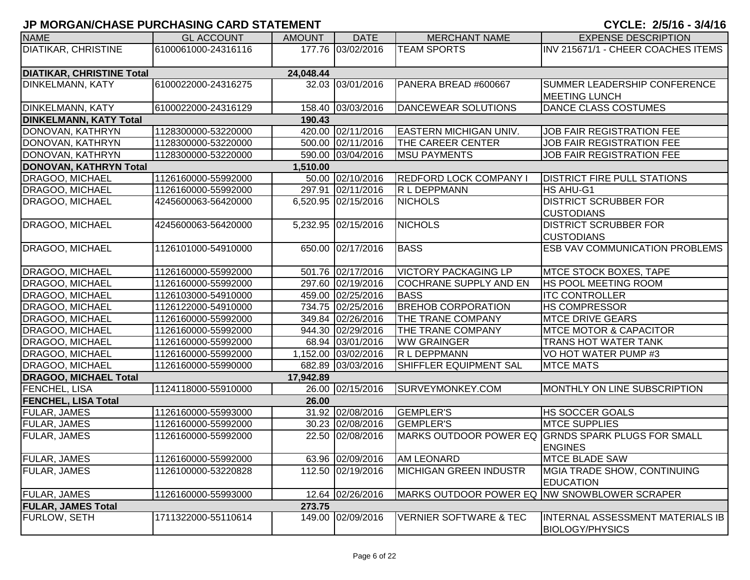# JP MORGAN/CHASE PURCHASING CARD STATEMENT

**CYCLE: 2/5/16 - 3/4/16**

| NAME | GL ACCOUNT | AMOUNT | DATE | MERCHANT NAME | EXPENSE DESCRIPTION |
|---|---|---|---|---|---|
| DIATIKAR, CHRISTINE | 6100061000-24316116 | 177.76 | 03/02/2016 | TEAM SPORTS | INV 215671/1 - CHEER COACHES ITEMS |
| **DIATIKAR, CHRISTINE Total** | | **24,048.44** | | | |
| DINKELMANN, KATY | 6100022000-24316275 | 32.03 | 03/01/2016 | PANERA BREAD #600667 | SUMMER LEADERSHIP CONFERENCE MEETING LUNCH |
| DINKELMANN, KATY | 6100022000-24316129 | 158.40 | 03/03/2016 | DANCEWEAR SOLUTIONS | DANCE CLASS COSTUMES |
| **DINKELMANN, KATY Total** | | **190.43** | | | |
| DONOVAN, KATHRYN | 1128300000-53220000 | 420.00 | 02/11/2016 | EASTERN MICHIGAN UNIV. | JOB FAIR REGISTRATION FEE |
| DONOVAN, KATHRYN | 1128300000-53220000 | 500.00 | 02/11/2016 | THE CAREER CENTER | JOB FAIR REGISTRATION FEE |
| DONOVAN, KATHRYN | 1128300000-53220000 | 590.00 | 03/04/2016 | MSU PAYMENTS | JOB FAIR REGISTRATION FEE |
| **DONOVAN, KATHRYN Total** | | **1,510.00** | | | |
| DRAGOO, MICHAEL | 1126160000-55992000 | 50.00 | 02/10/2016 | REDFORD LOCK COMPANY I | DISTRICT FIRE PULL STATIONS |
| DRAGOO, MICHAEL | 1126160000-55992000 | 297.91 | 02/11/2016 | R L DEPPMANN | HS AHU-G1 |
| DRAGOO, MICHAEL | 4245600063-56420000 | 6,520.95 | 02/15/2016 | NICHOLS | DISTRICT SCRUBBER FOR CUSTODIANS |
| DRAGOO, MICHAEL | 4245600063-56420000 | 5,232.95 | 02/15/2016 | NICHOLS | DISTRICT SCRUBBER FOR CUSTODIANS |
| DRAGOO, MICHAEL | 1126101000-54910000 | 650.00 | 02/17/2016 | BASS | ESB VAV COMMUNICATION PROBLEMS |
| DRAGOO, MICHAEL | 1126160000-55992000 | 501.76 | 02/17/2016 | VICTORY PACKAGING LP | MTCE STOCK BOXES, TAPE |
| DRAGOO, MICHAEL | 1126160000-55992000 | 297.60 | 02/19/2016 | COCHRANE SUPPLY AND EN | HS POOL MEETING ROOM |
| DRAGOO, MICHAEL | 1126103000-54910000 | 459.00 | 02/25/2016 | BASS | ITC CONTROLLER |
| DRAGOO, MICHAEL | 1126122000-54910000 | 734.75 | 02/25/2016 | BREHOB CORPORATION | HS COMPRESSOR |
| DRAGOO, MICHAEL | 1126160000-55992000 | 349.84 | 02/26/2016 | THE TRANE COMPANY | MTCE DRIVE GEARS |
| DRAGOO, MICHAEL | 1126160000-55992000 | 944.30 | 02/29/2016 | THE TRANE COMPANY | MTCE MOTOR & CAPACITOR |
| DRAGOO, MICHAEL | 1126160000-55992000 | 68.94 | 03/01/2016 | WW GRAINGER | TRANS HOT WATER TANK |
| DRAGOO, MICHAEL | 1126160000-55992000 | 1,152.00 | 03/02/2016 | R L DEPPMANN | VO HOT WATER PUMP #3 |
| DRAGOO, MICHAEL | 1126160000-55990000 | 682.89 | 03/03/2016 | SHIFFLER EQUIPMENT SAL | MTCE MATS |
| **DRAGOO, MICHAEL Total** | | **17,942.89** | | | |
| FENCHEL, LISA | 1124118000-55910000 | 26.00 | 02/15/2016 | SURVEYMONKEY.COM | MONTHLY ON LINE SUBSCRIPTION |
| **FENCHEL, LISA Total** | | **26.00** | | | |
| FULAR, JAMES | 1126160000-55993000 | 31.92 | 02/08/2016 | GEMPLER'S | HS SOCCER GOALS |
| FULAR, JAMES | 1126160000-55992000 | 30.23 | 02/08/2016 | GEMPLER'S | MTCE SUPPLIES |
| FULAR, JAMES | 1126160000-55992000 | 22.50 | 02/08/2016 | MARKS OUTDOOR POWER EQ | GRNDS SPARK PLUGS FOR SMALL ENGINES |
| FULAR, JAMES | 1126160000-55992000 | 63.96 | 02/09/2016 | AM LEONARD | MTCE BLADE SAW |
| FULAR, JAMES | 1126100000-53220828 | 112.50 | 02/19/2016 | MICHIGAN GREEN INDUSTR | MGIA TRADE SHOW, CONTINUING EDUCATION |
| FULAR, JAMES | 1126160000-55993000 | 12.64 | 02/26/2016 | MARKS OUTDOOR POWER EQ | NW SNOWBLOWER SCRAPER |
| **FULAR, JAMES Total** | | **273.75** | | | |
| FURLOW, SETH | 1711322000-55110614 | 149.00 | 02/09/2016 | VERNIER SOFTWARE & TEC | INTERNAL ASSESSMENT MATERIALS IB BIOLOGY/PHYSICS |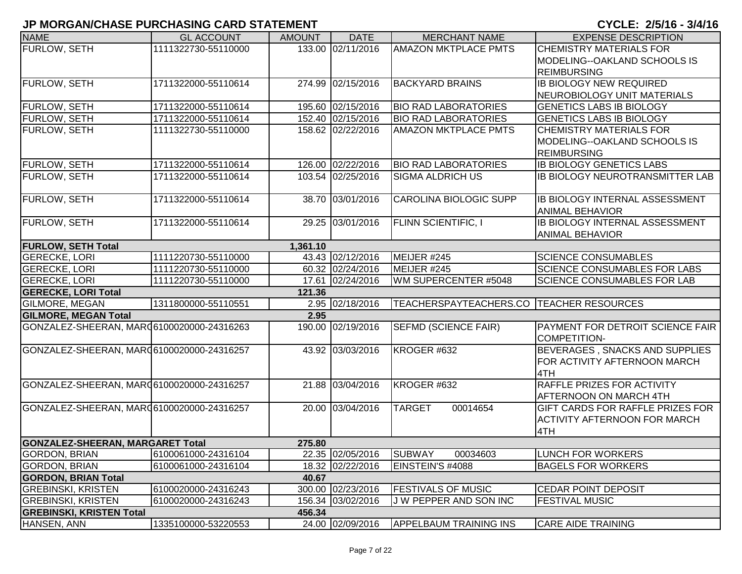## JP MORGAN/CHASE PURCHASING CARD STATEMENT

**CYCLE: 2/5/16 - 3/4/16**

| NAME | GL ACCOUNT | AMOUNT | DATE | MERCHANT NAME | EXPENSE DESCRIPTION |
|---|---|---|---|---|---|
| FURLOW, SETH | 1111322730-55110000 | 133.00 | 02/11/2016 | AMAZON MKTPLACE PMTS | CHEMISTRY MATERIALS FOR MODELING--OAKLAND SCHOOLS IS REIMBURSING |
| FURLOW, SETH | 1711322000-55110614 | 274.99 | 02/15/2016 | BACKYARD BRAINS | IB BIOLOGY NEW REQUIRED NEUROBIOLOGY UNIT MATERIALS |
| FURLOW, SETH | 1711322000-55110614 | 195.60 | 02/15/2016 | BIO RAD LABORATORIES | GENETICS LABS IB BIOLOGY |
| FURLOW, SETH | 1711322000-55110614 | 152.40 | 02/15/2016 | BIO RAD LABORATORIES | GENETICS LABS IB BIOLOGY |
| FURLOW, SETH | 1111322730-55110000 | 158.62 | 02/22/2016 | AMAZON MKTPLACE PMTS | CHEMISTRY MATERIALS FOR MODELING--OAKLAND SCHOOLS IS REIMBURSING |
| FURLOW, SETH | 1711322000-55110614 | 126.00 | 02/22/2016 | BIO RAD LABORATORIES | IB BIOLOGY GENETICS LABS |
| FURLOW, SETH | 1711322000-55110614 | 103.54 | 02/25/2016 | SIGMA ALDRICH US | IB BIOLOGY NEUROTRANSMITTER LAB |
| FURLOW, SETH | 1711322000-55110614 | 38.70 | 03/01/2016 | CAROLINA BIOLOGIC SUPP | IB BIOLOGY INTERNAL ASSESSMENT ANIMAL BEHAVIOR |
| FURLOW, SETH | 1711322000-55110614 | 29.25 | 03/01/2016 | FLINN SCIENTIFIC, I | IB BIOLOGY INTERNAL ASSESSMENT ANIMAL BEHAVIOR |
| **FURLOW, SETH Total** | | **1,361.10** | | | |
| GERECKE, LORI | 1111220730-55110000 | 43.43 | 02/12/2016 | MEIJER #245 | SCIENCE CONSUMABLES |
| GERECKE, LORI | 1111220730-55110000 | 60.32 | 02/24/2016 | MEIJER #245 | SCIENCE CONSUMABLES FOR LABS |
| GERECKE, LORI | 1111220730-55110000 | 17.61 | 02/24/2016 | WM SUPERCENTER #5048 | SCIENCE CONSUMABLES FOR LAB |
| **GERECKE, LORI Total** | | **121.36** | | | |
| GILMORE, MEGAN | 1311800000-55110551 | 2.95 | 02/18/2016 | TEACHERSPAYTEACHERS.CO | TEACHER RESOURCES |
| **GILMORE, MEGAN Total** | | **2.95** | | | |
| GONZALEZ-SHEERAN, MARG | 6100020000-24316263 | 190.00 | 02/19/2016 | SEFMD (SCIENCE FAIR) | PAYMENT FOR DETROIT SCIENCE FAIR COMPETITION- |
| GONZALEZ-SHEERAN, MARG | 6100020000-24316257 | 43.92 | 03/03/2016 | KROGER #632 | BEVERAGES , SNACKS AND SUPPLIES FOR ACTIVITY AFTERNOON MARCH 4TH |
| GONZALEZ-SHEERAN, MARG | 6100020000-24316257 | 21.88 | 03/04/2016 | KROGER #632 | RAFFLE PRIZES FOR ACTIVITY AFTERNOON ON MARCH 4TH |
| GONZALEZ-SHEERAN, MARG | 6100020000-24316257 | 20.00 | 03/04/2016 | TARGET 00014654 | GIFT CARDS FOR RAFFLE PRIZES FOR ACTIVITY AFTERNOON FOR MARCH 4TH |
| **GONZALEZ-SHEERAN, MARGARET Total** | | **275.80** | | | |
| GORDON, BRIAN | 6100061000-24316104 | 22.35 | 02/05/2016 | SUBWAY 00034603 | LUNCH FOR WORKERS |
| GORDON, BRIAN | 6100061000-24316104 | 18.32 | 02/22/2016 | EINSTEIN'S #4088 | BAGELS FOR WORKERS |
| **GORDON, BRIAN Total** | | **40.67** | | | |
| GREBINSKI, KRISTEN | 6100020000-24316243 | 300.00 | 02/23/2016 | FESTIVALS OF MUSIC | CEDAR POINT DEPOSIT |
| GREBINSKI, KRISTEN | 6100020000-24316243 | 156.34 | 03/02/2016 | J W PEPPER AND SON INC | FESTIVAL MUSIC |
| **GREBINSKI, KRISTEN Total** | | **456.34** | | | |
| HANSEN, ANN | 1335100000-53220553 | 24.00 | 02/09/2016 | APPELBAUM TRAINING INS | CARE AIDE TRAINING |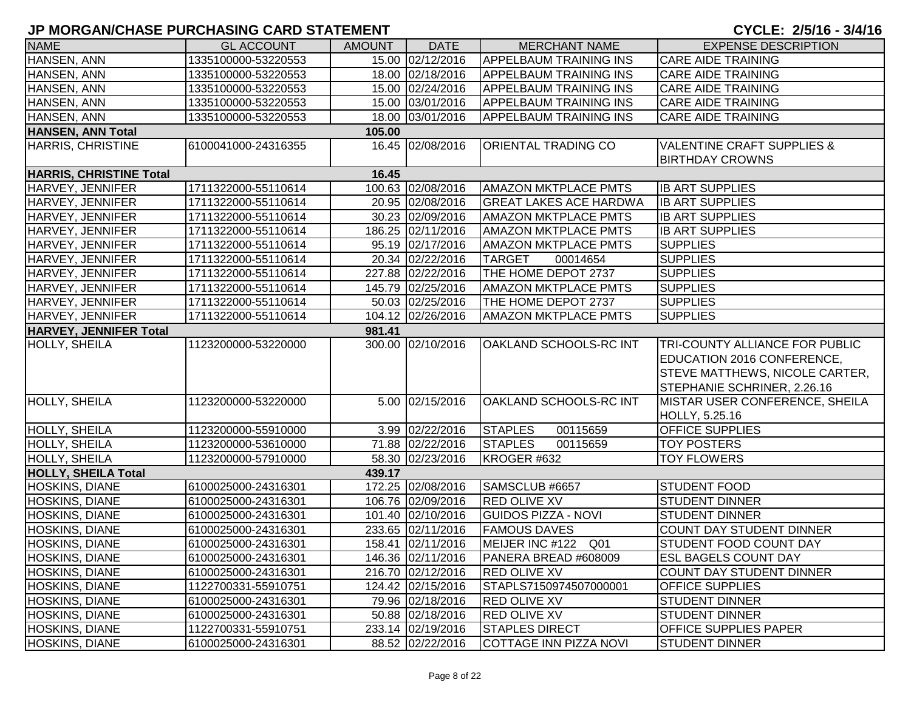# JP MORGAN/CHASE PURCHASING CARD STATEMENT

CYCLE: 2/5/16 - 3/4/16

| NAME | GL ACCOUNT | AMOUNT | DATE | MERCHANT NAME | EXPENSE DESCRIPTION |
|---|---|---|---|---|---|
| HANSEN, ANN | 1335100000-53220553 | 15.00 | 02/12/2016 | APPELBAUM TRAINING INS | CARE AIDE TRAINING |
| HANSEN, ANN | 1335100000-53220553 | 18.00 | 02/18/2016 | APPELBAUM TRAINING INS | CARE AIDE TRAINING |
| HANSEN, ANN | 1335100000-53220553 | 15.00 | 02/24/2016 | APPELBAUM TRAINING INS | CARE AIDE TRAINING |
| HANSEN, ANN | 1335100000-53220553 | 15.00 | 03/01/2016 | APPELBAUM TRAINING INS | CARE AIDE TRAINING |
| HANSEN, ANN | 1335100000-53220553 | 18.00 | 03/01/2016 | APPELBAUM TRAINING INS | CARE AIDE TRAINING |
| **HANSEN, ANN Total** | | **105.00** | | | |
| HARRIS, CHRISTINE | 6100041000-24316355 | 16.45 | 02/08/2016 | ORIENTAL TRADING CO | VALENTINE CRAFT SUPPLIES & BIRTHDAY CROWNS |
| **HARRIS, CHRISTINE Total** | | **16.45** | | | |
| HARVEY, JENNIFER | 1711322000-55110614 | 100.63 | 02/08/2016 | AMAZON MKTPLACE PMTS | IB ART SUPPLIES |
| HARVEY, JENNIFER | 1711322000-55110614 | 20.95 | 02/08/2016 | GREAT LAKES ACE HARDWA | IB ART SUPPLIES |
| HARVEY, JENNIFER | 1711322000-55110614 | 30.23 | 02/09/2016 | AMAZON MKTPLACE PMTS | IB ART SUPPLIES |
| HARVEY, JENNIFER | 1711322000-55110614 | 186.25 | 02/11/2016 | AMAZON MKTPLACE PMTS | IB ART SUPPLIES |
| HARVEY, JENNIFER | 1711322000-55110614 | 95.19 | 02/17/2016 | AMAZON MKTPLACE PMTS | SUPPLIES |
| HARVEY, JENNIFER | 1711322000-55110614 | 20.34 | 02/22/2016 | TARGET 00014654 | SUPPLIES |
| HARVEY, JENNIFER | 1711322000-55110614 | 227.88 | 02/22/2016 | THE HOME DEPOT 2737 | SUPPLIES |
| HARVEY, JENNIFER | 1711322000-55110614 | 145.79 | 02/25/2016 | AMAZON MKTPLACE PMTS | SUPPLIES |
| HARVEY, JENNIFER | 1711322000-55110614 | 50.03 | 02/25/2016 | THE HOME DEPOT 2737 | SUPPLIES |
| HARVEY, JENNIFER | 1711322000-55110614 | 104.12 | 02/26/2016 | AMAZON MKTPLACE PMTS | SUPPLIES |
| **HARVEY, JENNIFER Total** | | **981.41** | | | |
| HOLLY, SHEILA | 1123200000-53220000 | 300.00 | 02/10/2016 | OAKLAND SCHOOLS-RC INT | TRI-COUNTY ALLIANCE FOR PUBLIC EDUCATION 2016 CONFERENCE, STEVE MATTHEWS, NICOLE CARTER, STEPHANIE SCHRINER, 2.26.16 |
| HOLLY, SHEILA | 1123200000-53220000 | 5.00 | 02/15/2016 | OAKLAND SCHOOLS-RC INT | MISTAR USER CONFERENCE, SHEILA HOLLY, 5.25.16 |
| HOLLY, SHEILA | 1123200000-55910000 | 3.99 | 02/22/2016 | STAPLES 00115659 | OFFICE SUPPLIES |
| HOLLY, SHEILA | 1123200000-53610000 | 71.88 | 02/22/2016 | STAPLES 00115659 | TOY POSTERS |
| HOLLY, SHEILA | 1123200000-57910000 | 58.30 | 02/23/2016 | KROGER #632 | TOY FLOWERS |
| **HOLLY, SHEILA Total** | | **439.17** | | | |
| HOSKINS, DIANE | 6100025000-24316301 | 172.25 | 02/08/2016 | SAMSCLUB #6657 | STUDENT FOOD |
| HOSKINS, DIANE | 6100025000-24316301 | 106.76 | 02/09/2016 | RED OLIVE XV | STUDENT DINNER |
| HOSKINS, DIANE | 6100025000-24316301 | 101.40 | 02/10/2016 | GUIDOS PIZZA - NOVI | STUDENT DINNER |
| HOSKINS, DIANE | 6100025000-24316301 | 233.65 | 02/11/2016 | FAMOUS DAVES | COUNT DAY STUDENT DINNER |
| HOSKINS, DIANE | 6100025000-24316301 | 158.41 | 02/11/2016 | MEIJER INC #122 Q01 | STUDENT FOOD COUNT DAY |
| HOSKINS, DIANE | 6100025000-24316301 | 146.36 | 02/11/2016 | PANERA BREAD #608009 | ESL BAGELS COUNT DAY |
| HOSKINS, DIANE | 6100025000-24316301 | 216.70 | 02/12/2016 | RED OLIVE XV | COUNT DAY STUDENT DINNER |
| HOSKINS, DIANE | 1122700331-55910751 | 124.42 | 02/15/2016 | STAPLS7150974507000001 | OFFICE SUPPLIES |
| HOSKINS, DIANE | 6100025000-24316301 | 79.96 | 02/18/2016 | RED OLIVE XV | STUDENT DINNER |
| HOSKINS, DIANE | 6100025000-24316301 | 50.88 | 02/18/2016 | RED OLIVE XV | STUDENT DINNER |
| HOSKINS, DIANE | 1122700331-55910751 | 233.14 | 02/19/2016 | STAPLES DIRECT | OFFICE SUPPLIES PAPER |
| HOSKINS, DIANE | 6100025000-24316301 | 88.52 | 02/22/2016 | COTTAGE INN PIZZA NOVI | STUDENT DINNER |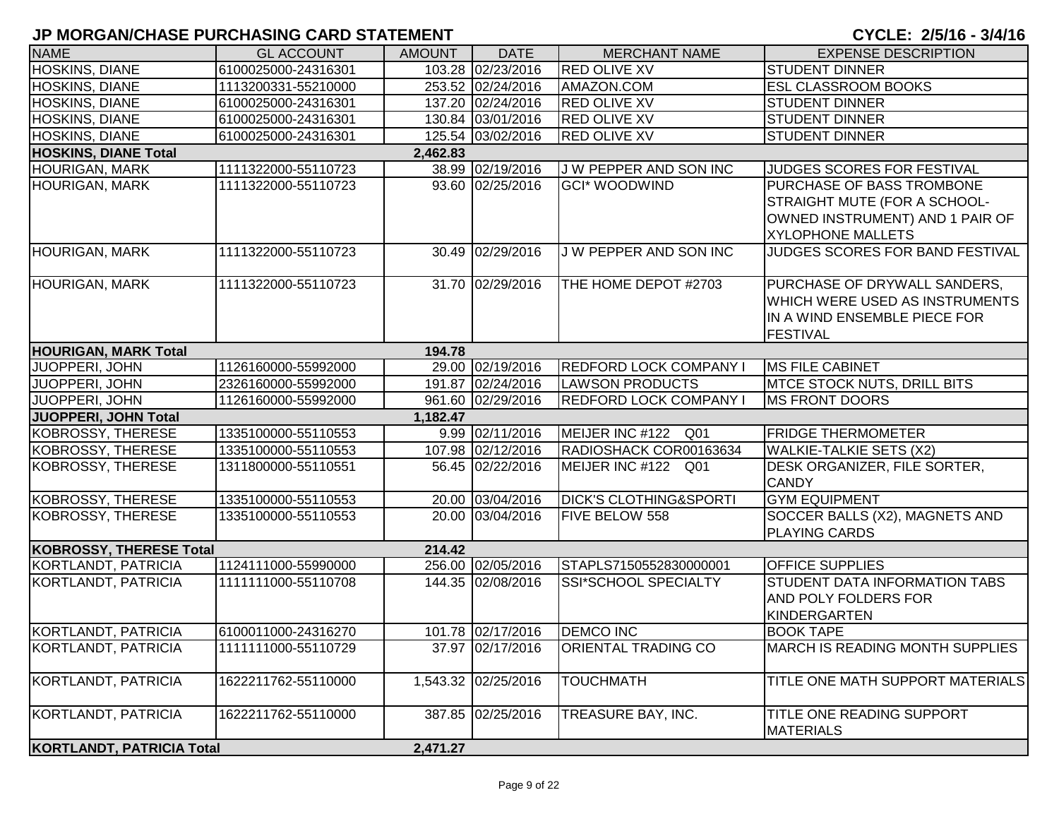## JP MORGAN/CHASE PURCHASING CARD STATEMENT

**CYCLE: 2/5/16 - 3/4/16**

| NAME | GL ACCOUNT | AMOUNT | DATE | MERCHANT NAME | EXPENSE DESCRIPTION |
|---|---|---|---|---|---|
| HOSKINS, DIANE | 6100025000-24316301 | 103.28 | 02/23/2016 | RED OLIVE XV | STUDENT DINNER |
| HOSKINS, DIANE | 1113200331-55210000 | 253.52 | 02/24/2016 | AMAZON.COM | ESL CLASSROOM BOOKS |
| HOSKINS, DIANE | 6100025000-24316301 | 137.20 | 02/24/2016 | RED OLIVE XV | STUDENT DINNER |
| HOSKINS, DIANE | 6100025000-24316301 | 130.84 | 03/01/2016 | RED OLIVE XV | STUDENT DINNER |
| HOSKINS, DIANE | 6100025000-24316301 | 125.54 | 03/02/2016 | RED OLIVE XV | STUDENT DINNER |
| **HOSKINS, DIANE Total** | | **2,462.83** | | | |
| HOURIGAN, MARK | 1111322000-55110723 | 38.99 | 02/19/2016 | J W PEPPER AND SON INC | JUDGES SCORES FOR FESTIVAL |
| HOURIGAN, MARK | 1111322000-55110723 | 93.60 | 02/25/2016 | GCI* WOODWIND | PURCHASE OF BASS TROMBONE STRAIGHT MUTE (FOR A SCHOOL-OWNED INSTRUMENT) AND 1 PAIR OF XYLOPHONE MALLETS |
| HOURIGAN, MARK | 1111322000-55110723 | 30.49 | 02/29/2016 | J W PEPPER AND SON INC | JUDGES SCORES FOR BAND FESTIVAL |
| HOURIGAN, MARK | 1111322000-55110723 | 31.70 | 02/29/2016 | THE HOME DEPOT #2703 | PURCHASE OF DRYWALL SANDERS, WHICH WERE USED AS INSTRUMENTS IN A WIND ENSEMBLE PIECE FOR FESTIVAL |
| **HOURIGAN, MARK Total** | | **194.78** | | | |
| JUOPPERI, JOHN | 1126160000-55992000 | 29.00 | 02/19/2016 | REDFORD LOCK COMPANY I | MS FILE CABINET |
| JUOPPERI, JOHN | 2326160000-55992000 | 191.87 | 02/24/2016 | LAWSON PRODUCTS | MTCE STOCK NUTS, DRILL BITS |
| JUOPPERI, JOHN | 1126160000-55992000 | 961.60 | 02/29/2016 | REDFORD LOCK COMPANY I | MS FRONT DOORS |
| **JUOPPERI, JOHN Total** | | **1,182.47** | | | |
| KOBROSSY, THERESE | 1335100000-55110553 | 9.99 | 02/11/2016 | MEIJER INC #122 Q01 | FRIDGE THERMOMETER |
| KOBROSSY, THERESE | 1335100000-55110553 | 107.98 | 02/12/2016 | RADIOSHACK COR00163634 | WALKIE-TALKIE SETS (X2) |
| KOBROSSY, THERESE | 1311800000-55110551 | 56.45 | 02/22/2016 | MEIJER INC #122 Q01 | DESK ORGANIZER, FILE SORTER, CANDY |
| KOBROSSY, THERESE | 1335100000-55110553 | 20.00 | 03/04/2016 | DICK'S CLOTHING&SPORTI | GYM EQUIPMENT |
| KOBROSSY, THERESE | 1335100000-55110553 | 20.00 | 03/04/2016 | FIVE BELOW 558 | SOCCER BALLS (X2), MAGNETS AND PLAYING CARDS |
| **KOBROSSY, THERESE Total** | | **214.42** | | | |
| KORTLANDT, PATRICIA | 1124111000-55990000 | 256.00 | 02/05/2016 | STAPLS7150552830000001 | OFFICE SUPPLIES |
| KORTLANDT, PATRICIA | 1111111000-55110708 | 144.35 | 02/08/2016 | SSI*SCHOOL SPECIALTY | STUDENT DATA INFORMATION TABS AND POLY FOLDERS FOR KINDERGARTEN |
| KORTLANDT, PATRICIA | 6100011000-24316270 | 101.78 | 02/17/2016 | DEMCO INC | BOOK TAPE |
| KORTLANDT, PATRICIA | 1111111000-55110729 | 37.97 | 02/17/2016 | ORIENTAL TRADING CO | MARCH IS READING MONTH SUPPLIES |
| KORTLANDT, PATRICIA | 1622211762-55110000 | 1,543.32 | 02/25/2016 | TOUCHMATH | TITLE ONE MATH SUPPORT MATERIALS |
| KORTLANDT, PATRICIA | 1622211762-55110000 | 387.85 | 02/25/2016 | TREASURE BAY, INC. | TITLE ONE READING SUPPORT MATERIALS |
| **KORTLANDT, PATRICIA Total** | | **2,471.27** | | | |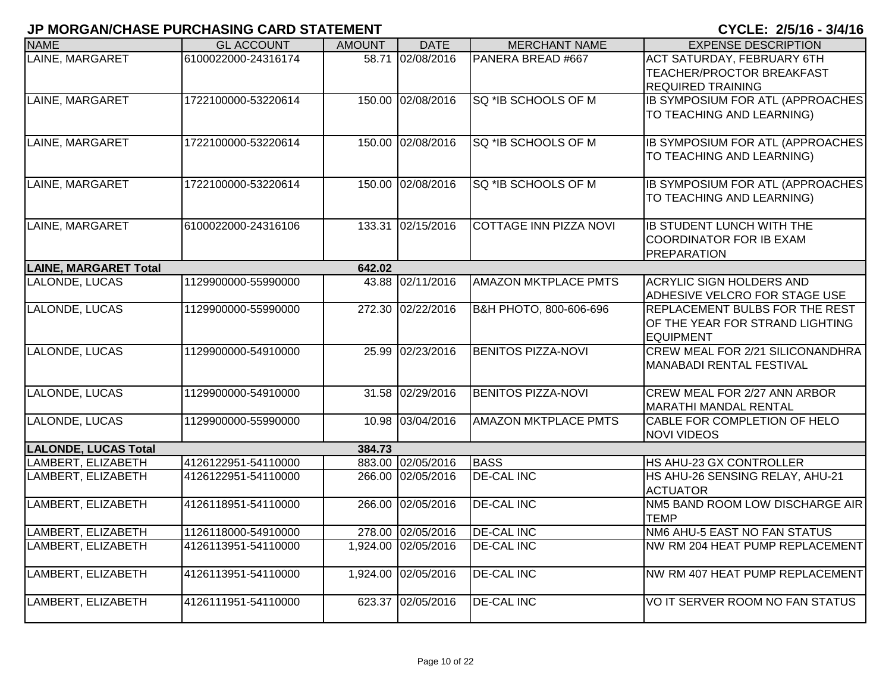## JP MORGAN/CHASE PURCHASING CARD STATEMENT

**CYCLE: 2/5/16 - 3/4/16**

| NAME | GL ACCOUNT | AMOUNT | DATE | MERCHANT NAME | EXPENSE DESCRIPTION |
|---|---|---|---|---|---|
| LAINE, MARGARET | 6100022000-24316174 | 58.71 | 02/08/2016 | PANERA BREAD #667 | ACT SATURDAY, FEBRUARY 6TH TEACHER/PROCTOR BREAKFAST REQUIRED TRAINING |
| LAINE, MARGARET | 1722100000-53220614 | 150.00 | 02/08/2016 | SQ *IB SCHOOLS OF M | IB SYMPOSIUM FOR ATL (APPROACHES TO TEACHING AND LEARNING) |
| LAINE, MARGARET | 1722100000-53220614 | 150.00 | 02/08/2016 | SQ *IB SCHOOLS OF M | IB SYMPOSIUM FOR ATL (APPROACHES TO TEACHING AND LEARNING) |
| LAINE, MARGARET | 1722100000-53220614 | 150.00 | 02/08/2016 | SQ *IB SCHOOLS OF M | IB SYMPOSIUM FOR ATL (APPROACHES TO TEACHING AND LEARNING) |
| LAINE, MARGARET | 6100022000-24316106 | 133.31 | 02/15/2016 | COTTAGE INN PIZZA NOVI | IB STUDENT LUNCH WITH THE COORDINATOR FOR IB EXAM PREPARATION |
| **LAINE, MARGARET Total** | | **642.02** | | | |
| LALONDE, LUCAS | 1129900000-55990000 | 43.88 | 02/11/2016 | AMAZON MKTPLACE PMTS | ACRYLIC SIGN HOLDERS AND ADHESIVE VELCRO FOR STAGE USE |
| LALONDE, LUCAS | 1129900000-55990000 | 272.30 | 02/22/2016 | B&H PHOTO, 800-606-696 | REPLACEMENT BULBS FOR THE REST OF THE YEAR FOR STRAND LIGHTING EQUIPMENT |
| LALONDE, LUCAS | 1129900000-54910000 | 25.99 | 02/23/2016 | BENITOS PIZZA-NOVI | CREW MEAL FOR 2/21 SILICONANDHRA MANABADI RENTAL FESTIVAL |
| LALONDE, LUCAS | 1129900000-54910000 | 31.58 | 02/29/2016 | BENITOS PIZZA-NOVI | CREW MEAL FOR 2/27 ANN ARBOR MARATHI MANDAL RENTAL |
| LALONDE, LUCAS | 1129900000-55990000 | 10.98 | 03/04/2016 | AMAZON MKTPLACE PMTS | CABLE FOR COMPLETION OF HELO NOVI VIDEOS |
| **LALONDE, LUCAS Total** | | **384.73** | | | |
| LAMBERT, ELIZABETH | 4126122951-54110000 | 883.00 | 02/05/2016 | BASS | HS AHU-23 GX CONTROLLER |
| LAMBERT, ELIZABETH | 4126122951-54110000 | 266.00 | 02/05/2016 | DE-CAL INC | HS AHU-26 SENSING RELAY, AHU-21 ACTUATOR |
| LAMBERT, ELIZABETH | 4126118951-54110000 | 266.00 | 02/05/2016 | DE-CAL INC | NM5 BAND ROOM LOW DISCHARGE AIR TEMP |
| LAMBERT, ELIZABETH | 1126118000-54910000 | 278.00 | 02/05/2016 | DE-CAL INC | NM6 AHU-5 EAST NO FAN STATUS |
| LAMBERT, ELIZABETH | 4126113951-54110000 | 1,924.00 | 02/05/2016 | DE-CAL INC | NW RM 204 HEAT PUMP REPLACEMENT |
| LAMBERT, ELIZABETH | 4126113951-54110000 | 1,924.00 | 02/05/2016 | DE-CAL INC | NW RM 407 HEAT PUMP REPLACEMENT |
| LAMBERT, ELIZABETH | 4126111951-54110000 | 623.37 | 02/05/2016 | DE-CAL INC | VO IT SERVER ROOM NO FAN STATUS |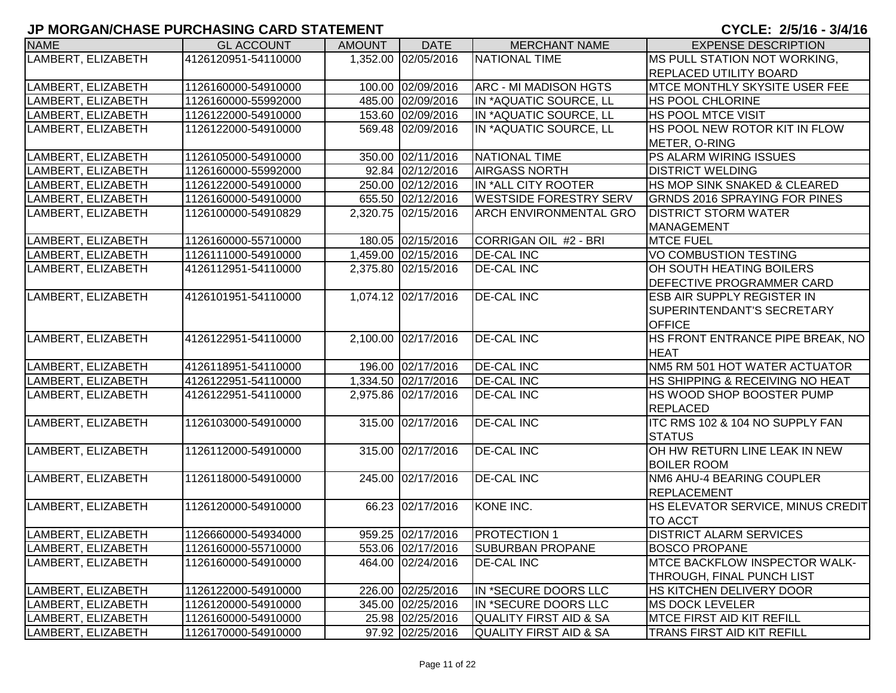# JP MORGAN/CHASE PURCHASING CARD STATEMENT

**CYCLE: 2/5/16 - 3/4/16**

| NAME | GL ACCOUNT | AMOUNT | DATE | MERCHANT NAME | EXPENSE DESCRIPTION |
|---|---|---|---|---|---|
| LAMBERT, ELIZABETH | 4126120951-54110000 | 1,352.00 | 02/05/2016 | NATIONAL TIME | MS PULL STATION NOT WORKING, REPLACED UTILITY BOARD |
| LAMBERT, ELIZABETH | 1126160000-54910000 | 100.00 | 02/09/2016 | ARC - MI MADISON HGTS | MTCE MONTHLY SKYSITE USER FEE |
| LAMBERT, ELIZABETH | 1126160000-55992000 | 485.00 | 02/09/2016 | IN *AQUATIC SOURCE, LL | HS POOL CHLORINE |
| LAMBERT, ELIZABETH | 1126122000-54910000 | 153.60 | 02/09/2016 | IN *AQUATIC SOURCE, LL | HS POOL MTCE VISIT |
| LAMBERT, ELIZABETH | 1126122000-54910000 | 569.48 | 02/09/2016 | IN *AQUATIC SOURCE, LL | HS POOL NEW ROTOR KIT IN FLOW METER, O-RING |
| LAMBERT, ELIZABETH | 1126105000-54910000 | 350.00 | 02/11/2016 | NATIONAL TIME | PS ALARM WIRING ISSUES |
| LAMBERT, ELIZABETH | 1126160000-55992000 | 92.84 | 02/12/2016 | AIRGASS NORTH | DISTRICT WELDING |
| LAMBERT, ELIZABETH | 1126122000-54910000 | 250.00 | 02/12/2016 | IN *ALL CITY ROOTER | HS MOP SINK SNAKED & CLEARED |
| LAMBERT, ELIZABETH | 1126160000-54910000 | 655.50 | 02/12/2016 | WESTSIDE FORESTRY SERV | GRNDS 2016 SPRAYING FOR PINES |
| LAMBERT, ELIZABETH | 1126100000-54910829 | 2,320.75 | 02/15/2016 | ARCH ENVIRONMENTAL GRO | DISTRICT STORM WATER MANAGEMENT |
| LAMBERT, ELIZABETH | 1126160000-55710000 | 180.05 | 02/15/2016 | CORRIGAN OIL #2 - BRI | MTCE FUEL |
| LAMBERT, ELIZABETH | 1126111000-54910000 | 1,459.00 | 02/15/2016 | DE-CAL INC | VO COMBUSTION TESTING |
| LAMBERT, ELIZABETH | 4126112951-54110000 | 2,375.80 | 02/15/2016 | DE-CAL INC | OH SOUTH HEATING BOILERS DEFECTIVE PROGRAMMER CARD |
| LAMBERT, ELIZABETH | 4126101951-54110000 | 1,074.12 | 02/17/2016 | DE-CAL INC | ESB AIR SUPPLY REGISTER IN SUPERINTENDANT'S SECRETARY OFFICE |
| LAMBERT, ELIZABETH | 4126122951-54110000 | 2,100.00 | 02/17/2016 | DE-CAL INC | HS FRONT ENTRANCE PIPE BREAK, NO HEAT |
| LAMBERT, ELIZABETH | 4126118951-54110000 | 196.00 | 02/17/2016 | DE-CAL INC | NM5 RM 501 HOT WATER ACTUATOR |
| LAMBERT, ELIZABETH | 4126122951-54110000 | 1,334.50 | 02/17/2016 | DE-CAL INC | HS SHIPPING & RECEIVING NO HEAT |
| LAMBERT, ELIZABETH | 4126122951-54110000 | 2,975.86 | 02/17/2016 | DE-CAL INC | HS WOOD SHOP BOOSTER PUMP REPLACED |
| LAMBERT, ELIZABETH | 1126103000-54910000 | 315.00 | 02/17/2016 | DE-CAL INC | ITC RMS 102 & 104 NO SUPPLY FAN STATUS |
| LAMBERT, ELIZABETH | 1126112000-54910000 | 315.00 | 02/17/2016 | DE-CAL INC | OH HW RETURN LINE LEAK IN NEW BOILER ROOM |
| LAMBERT, ELIZABETH | 1126118000-54910000 | 245.00 | 02/17/2016 | DE-CAL INC | NM6 AHU-4 BEARING COUPLER REPLACEMENT |
| LAMBERT, ELIZABETH | 1126120000-54910000 | 66.23 | 02/17/2016 | KONE INC. | HS ELEVATOR SERVICE, MINUS CREDIT TO ACCT |
| LAMBERT, ELIZABETH | 1126660000-54934000 | 959.25 | 02/17/2016 | PROTECTION 1 | DISTRICT ALARM SERVICES |
| LAMBERT, ELIZABETH | 1126160000-55710000 | 553.06 | 02/17/2016 | SUBURBAN PROPANE | BOSCO PROPANE |
| LAMBERT, ELIZABETH | 1126160000-54910000 | 464.00 | 02/24/2016 | DE-CAL INC | MTCE BACKFLOW INSPECTOR WALK-THROUGH, FINAL PUNCH LIST |
| LAMBERT, ELIZABETH | 1126122000-54910000 | 226.00 | 02/25/2016 | IN *SECURE DOORS LLC | HS KITCHEN DELIVERY DOOR |
| LAMBERT, ELIZABETH | 1126120000-54910000 | 345.00 | 02/25/2016 | IN *SECURE DOORS LLC | MS DOCK LEVELER |
| LAMBERT, ELIZABETH | 1126160000-54910000 | 25.98 | 02/25/2016 | QUALITY FIRST AID & SA | MTCE FIRST AID KIT REFILL |
| LAMBERT, ELIZABETH | 1126170000-54910000 | 97.92 | 02/25/2016 | QUALITY FIRST AID & SA | TRANS FIRST AID KIT REFILL |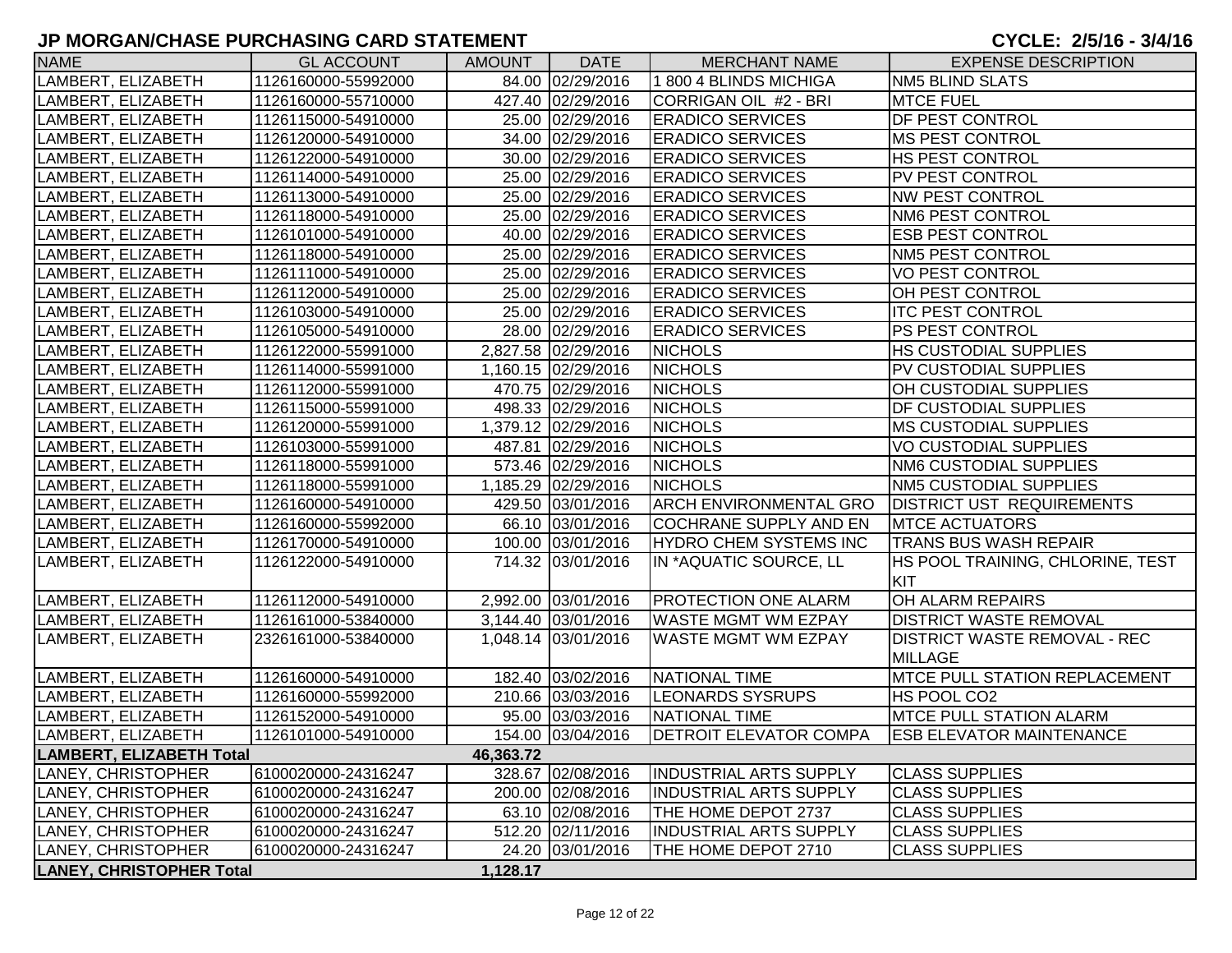# JP MORGAN/CHASE PURCHASING CARD STATEMENT

**CYCLE: 2/5/16 - 3/4/16**

| NAME | GL ACCOUNT | AMOUNT | DATE | MERCHANT NAME | EXPENSE DESCRIPTION |
|---|---|---|---|---|---|
| LAMBERT, ELIZABETH | 1126160000-55992000 | 84.00 | 02/29/2016 | 1 800 4 BLINDS MICHIGA | NM5 BLIND SLATS |
| LAMBERT, ELIZABETH | 1126160000-55710000 | 427.40 | 02/29/2016 | CORRIGAN OIL #2 - BRI | MTCE FUEL |
| LAMBERT, ELIZABETH | 1126115000-54910000 | 25.00 | 02/29/2016 | ERADICO SERVICES | DF PEST CONTROL |
| LAMBERT, ELIZABETH | 1126120000-54910000 | 34.00 | 02/29/2016 | ERADICO SERVICES | MS PEST CONTROL |
| LAMBERT, ELIZABETH | 1126122000-54910000 | 30.00 | 02/29/2016 | ERADICO SERVICES | HS PEST CONTROL |
| LAMBERT, ELIZABETH | 1126114000-54910000 | 25.00 | 02/29/2016 | ERADICO SERVICES | PV PEST CONTROL |
| LAMBERT, ELIZABETH | 1126113000-54910000 | 25.00 | 02/29/2016 | ERADICO SERVICES | NW PEST CONTROL |
| LAMBERT, ELIZABETH | 1126118000-54910000 | 25.00 | 02/29/2016 | ERADICO SERVICES | NM6 PEST CONTROL |
| LAMBERT, ELIZABETH | 1126101000-54910000 | 40.00 | 02/29/2016 | ERADICO SERVICES | ESB PEST CONTROL |
| LAMBERT, ELIZABETH | 1126118000-54910000 | 25.00 | 02/29/2016 | ERADICO SERVICES | NM5 PEST CONTROL |
| LAMBERT, ELIZABETH | 1126111000-54910000 | 25.00 | 02/29/2016 | ERADICO SERVICES | VO PEST CONTROL |
| LAMBERT, ELIZABETH | 1126112000-54910000 | 25.00 | 02/29/2016 | ERADICO SERVICES | OH PEST CONTROL |
| LAMBERT, ELIZABETH | 1126103000-54910000 | 25.00 | 02/29/2016 | ERADICO SERVICES | ITC PEST CONTROL |
| LAMBERT, ELIZABETH | 1126105000-54910000 | 28.00 | 02/29/2016 | ERADICO SERVICES | PS PEST CONTROL |
| LAMBERT, ELIZABETH | 1126122000-55991000 | 2,827.58 | 02/29/2016 | NICHOLS | HS CUSTODIAL SUPPLIES |
| LAMBERT, ELIZABETH | 1126114000-55991000 | 1,160.15 | 02/29/2016 | NICHOLS | PV CUSTODIAL SUPPLIES |
| LAMBERT, ELIZABETH | 1126112000-55991000 | 470.75 | 02/29/2016 | NICHOLS | OH CUSTODIAL SUPPLIES |
| LAMBERT, ELIZABETH | 1126115000-55991000 | 498.33 | 02/29/2016 | NICHOLS | DF CUSTODIAL SUPPLIES |
| LAMBERT, ELIZABETH | 1126120000-55991000 | 1,379.12 | 02/29/2016 | NICHOLS | MS CUSTODIAL SUPPLIES |
| LAMBERT, ELIZABETH | 1126103000-55991000 | 487.81 | 02/29/2016 | NICHOLS | VO CUSTODIAL SUPPLIES |
| LAMBERT, ELIZABETH | 1126118000-55991000 | 573.46 | 02/29/2016 | NICHOLS | NM6 CUSTODIAL SUPPLIES |
| LAMBERT, ELIZABETH | 1126118000-55991000 | 1,185.29 | 02/29/2016 | NICHOLS | NM5 CUSTODIAL SUPPLIES |
| LAMBERT, ELIZABETH | 1126160000-54910000 | 429.50 | 03/01/2016 | ARCH ENVIRONMENTAL GRO | DISTRICT UST REQUIREMENTS |
| LAMBERT, ELIZABETH | 1126160000-55992000 | 66.10 | 03/01/2016 | COCHRANE SUPPLY AND EN | MTCE ACTUATORS |
| LAMBERT, ELIZABETH | 1126170000-54910000 | 100.00 | 03/01/2016 | HYDRO CHEM SYSTEMS INC | TRANS BUS WASH REPAIR |
| LAMBERT, ELIZABETH | 1126122000-54910000 | 714.32 | 03/01/2016 | IN *AQUATIC SOURCE, LL | HS POOL TRAINING, CHLORINE, TEST KIT |
| LAMBERT, ELIZABETH | 1126112000-54910000 | 2,992.00 | 03/01/2016 | PROTECTION ONE ALARM | OH ALARM REPAIRS |
| LAMBERT, ELIZABETH | 1126161000-53840000 | 3,144.40 | 03/01/2016 | WASTE MGMT WM EZPAY | DISTRICT WASTE REMOVAL |
| LAMBERT, ELIZABETH | 2326161000-53840000 | 1,048.14 | 03/01/2016 | WASTE MGMT WM EZPAY | DISTRICT WASTE REMOVAL - REC MILLAGE |
| LAMBERT, ELIZABETH | 1126160000-54910000 | 182.40 | 03/02/2016 | NATIONAL TIME | MTCE PULL STATION REPLACEMENT |
| LAMBERT, ELIZABETH | 1126160000-55992000 | 210.66 | 03/03/2016 | LEONARDS SYSRUPS | HS POOL CO2 |
| LAMBERT, ELIZABETH | 1126152000-54910000 | 95.00 | 03/03/2016 | NATIONAL TIME | MTCE PULL STATION ALARM |
| LAMBERT, ELIZABETH | 1126101000-54910000 | 154.00 | 03/04/2016 | DETROIT ELEVATOR COMPA | ESB ELEVATOR MAINTENANCE |
| **LAMBERT, ELIZABETH Total** | | **46,363.72** | | | |
| LANEY, CHRISTOPHER | 6100020000-24316247 | 328.67 | 02/08/2016 | INDUSTRIAL ARTS SUPPLY | CLASS SUPPLIES |
| LANEY, CHRISTOPHER | 6100020000-24316247 | 200.00 | 02/08/2016 | INDUSTRIAL ARTS SUPPLY | CLASS SUPPLIES |
| LANEY, CHRISTOPHER | 6100020000-24316247 | 63.10 | 02/08/2016 | THE HOME DEPOT 2737 | CLASS SUPPLIES |
| LANEY, CHRISTOPHER | 6100020000-24316247 | 512.20 | 02/11/2016 | INDUSTRIAL ARTS SUPPLY | CLASS SUPPLIES |
| LANEY, CHRISTOPHER | 6100020000-24316247 | 24.20 | 03/01/2016 | THE HOME DEPOT 2710 | CLASS SUPPLIES |
| **LANEY, CHRISTOPHER Total** | | **1,128.17** | | | |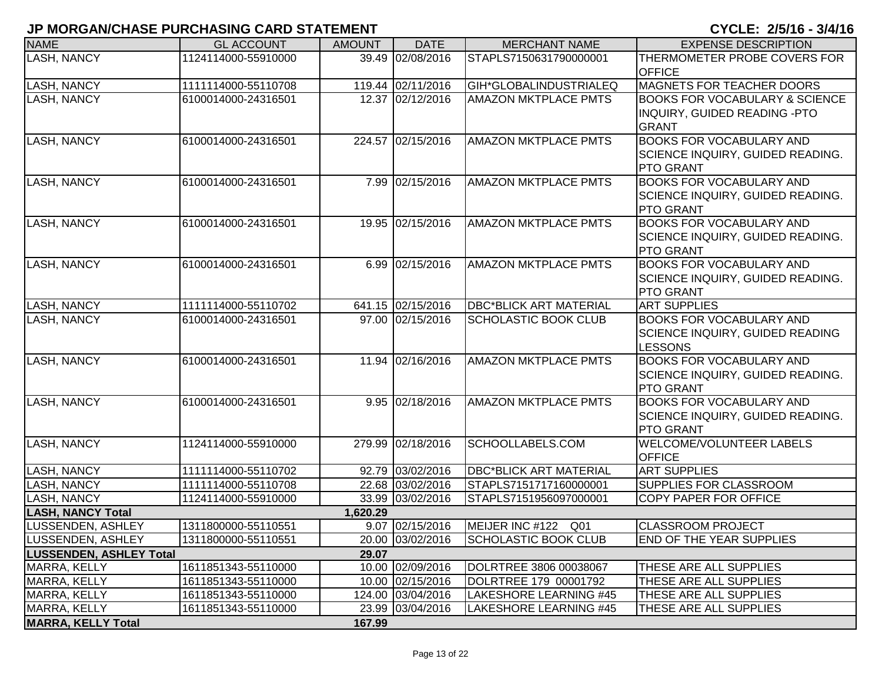# JP MORGAN/CHASE PURCHASING CARD STATEMENT

**CYCLE: 2/5/16 - 3/4/16**

| NAME | GL ACCOUNT | AMOUNT | DATE | MERCHANT NAME | EXPENSE DESCRIPTION |
|---|---|---|---|---|---|
| LASH, NANCY | 1124114000-55910000 | 39.49 | 02/08/2016 | STAPLS7150631790000001 | THERMOMETER PROBE COVERS FOR OFFICE |
| LASH, NANCY | 1111114000-55110708 | 119.44 | 02/11/2016 | GIH*GLOBALINDUSTRIALEQ | MAGNETS FOR TEACHER DOORS |
| LASH, NANCY | 6100014000-24316501 | 12.37 | 02/12/2016 | AMAZON MKTPLACE PMTS | BOOKS FOR VOCABULARY & SCIENCE INQUIRY, GUIDED READING -PTO GRANT |
| LASH, NANCY | 6100014000-24316501 | 224.57 | 02/15/2016 | AMAZON MKTPLACE PMTS | BOOKS FOR VOCABULARY AND SCIENCE INQUIRY, GUIDED READING. PTO GRANT |
| LASH, NANCY | 6100014000-24316501 | 7.99 | 02/15/2016 | AMAZON MKTPLACE PMTS | BOOKS FOR VOCABULARY AND SCIENCE INQUIRY, GUIDED READING. PTO GRANT |
| LASH, NANCY | 6100014000-24316501 | 19.95 | 02/15/2016 | AMAZON MKTPLACE PMTS | BOOKS FOR VOCABULARY AND SCIENCE INQUIRY, GUIDED READING. PTO GRANT |
| LASH, NANCY | 6100014000-24316501 | 6.99 | 02/15/2016 | AMAZON MKTPLACE PMTS | BOOKS FOR VOCABULARY AND SCIENCE INQUIRY, GUIDED READING. PTO GRANT |
| LASH, NANCY | 1111114000-55110702 | 641.15 | 02/15/2016 | DBC*BLICK ART MATERIAL | ART SUPPLIES |
| LASH, NANCY | 6100014000-24316501 | 97.00 | 02/15/2016 | SCHOLASTIC BOOK CLUB | BOOKS FOR VOCABULARY AND SCIENCE INQUIRY, GUIDED READING LESSONS |
| LASH, NANCY | 6100014000-24316501 | 11.94 | 02/16/2016 | AMAZON MKTPLACE PMTS | BOOKS FOR VOCABULARY AND SCIENCE INQUIRY, GUIDED READING. PTO GRANT |
| LASH, NANCY | 6100014000-24316501 | 9.95 | 02/18/2016 | AMAZON MKTPLACE PMTS | BOOKS FOR VOCABULARY AND SCIENCE INQUIRY, GUIDED READING. PTO GRANT |
| LASH, NANCY | 1124114000-55910000 | 279.99 | 02/18/2016 | SCHOOLLABELS.COM | WELCOME/VOLUNTEER LABELS OFFICE |
| LASH, NANCY | 1111114000-55110702 | 92.79 | 03/02/2016 | DBC*BLICK ART MATERIAL | ART SUPPLIES |
| LASH, NANCY | 1111114000-55110708 | 22.68 | 03/02/2016 | STAPLS7151717160000001 | SUPPLIES FOR CLASSROOM |
| LASH, NANCY | 1124114000-55910000 | 33.99 | 03/02/2016 | STAPLS7151956097000001 | COPY PAPER FOR OFFICE |
| **LASH, NANCY Total** | | **1,620.29** | | | |
| LUSSENDEN, ASHLEY | 1311800000-55110551 | 9.07 | 02/15/2016 | MEIJER INC #122 Q01 | CLASSROOM PROJECT |
| LUSSENDEN, ASHLEY | 1311800000-55110551 | 20.00 | 03/02/2016 | SCHOLASTIC BOOK CLUB | END OF THE YEAR SUPPLIES |
| **LUSSENDEN, ASHLEY Total** | | **29.07** | | | |
| MARRA, KELLY | 1611851343-55110000 | 10.00 | 02/09/2016 | DOLRTREE 3806 00038067 | THESE ARE ALL SUPPLIES |
| MARRA, KELLY | 1611851343-55110000 | 10.00 | 02/15/2016 | DOLRTREE 179 00001792 | THESE ARE ALL SUPPLIES |
| MARRA, KELLY | 1611851343-55110000 | 124.00 | 03/04/2016 | LAKESHORE LEARNING #45 | THESE ARE ALL SUPPLIES |
| MARRA, KELLY | 1611851343-55110000 | 23.99 | 03/04/2016 | LAKESHORE LEARNING #45 | THESE ARE ALL SUPPLIES |
| **MARRA, KELLY Total** | | **167.99** | | | |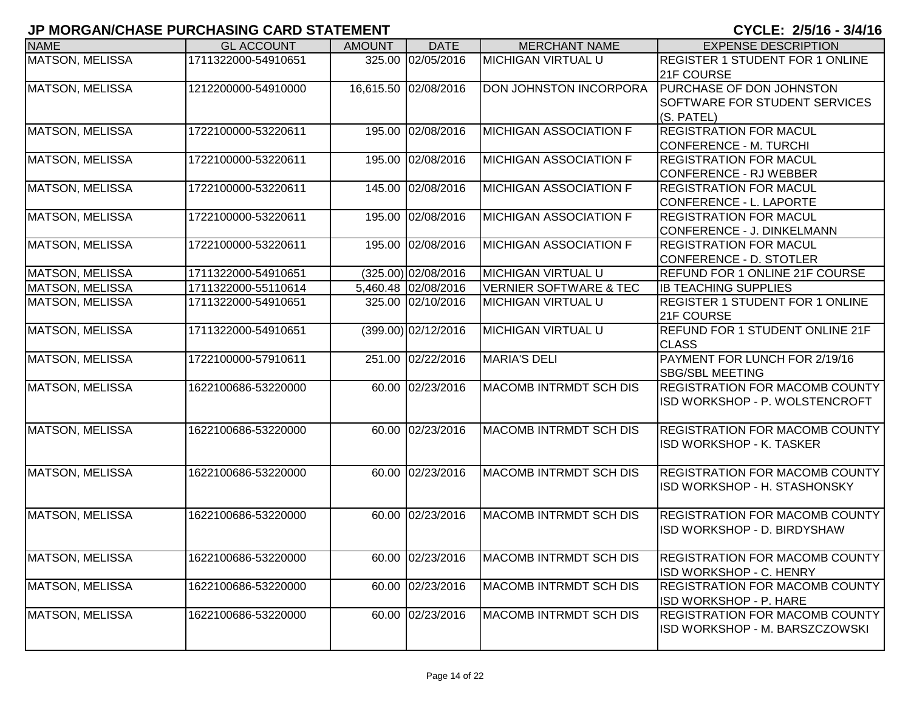**JP MORGAN/CHASE PURCHASING CARD STATEMENT** **CYCLE: 2/5/16 - 3/4/16**

| NAME | GL ACCOUNT | AMOUNT | DATE | MERCHANT NAME | EXPENSE DESCRIPTION |
|---|---|---|---|---|---|
| MATSON, MELISSA | 1711322000-54910651 | 325.00 | 02/05/2016 | MICHIGAN VIRTUAL U | REGISTER 1 STUDENT FOR 1 ONLINE 21F COURSE |
| MATSON, MELISSA | 1212200000-54910000 | 16,615.50 | 02/08/2016 | DON JOHNSTON INCORPORA | PURCHASE OF DON JOHNSTON SOFTWARE FOR STUDENT SERVICES (S. PATEL) |
| MATSON, MELISSA | 1722100000-53220611 | 195.00 | 02/08/2016 | MICHIGAN ASSOCIATION F | REGISTRATION FOR MACUL CONFERENCE - M. TURCHI |
| MATSON, MELISSA | 1722100000-53220611 | 195.00 | 02/08/2016 | MICHIGAN ASSOCIATION F | REGISTRATION FOR MACUL CONFERENCE - RJ WEBBER |
| MATSON, MELISSA | 1722100000-53220611 | 145.00 | 02/08/2016 | MICHIGAN ASSOCIATION F | REGISTRATION FOR MACUL CONFERENCE - L. LAPORTE |
| MATSON, MELISSA | 1722100000-53220611 | 195.00 | 02/08/2016 | MICHIGAN ASSOCIATION F | REGISTRATION FOR MACUL CONFERENCE - J. DINKELMANN |
| MATSON, MELISSA | 1722100000-53220611 | 195.00 | 02/08/2016 | MICHIGAN ASSOCIATION F | REGISTRATION FOR MACUL CONFERENCE - D. STOTLER |
| MATSON, MELISSA | 1711322000-54910651 | (325.00) | 02/08/2016 | MICHIGAN VIRTUAL U | REFUND FOR 1 ONLINE 21F COURSE |
| MATSON, MELISSA | 1711322000-55110614 | 5,460.48 | 02/08/2016 | VERNIER SOFTWARE & TEC | IB TEACHING SUPPLIES |
| MATSON, MELISSA | 1711322000-54910651 | 325.00 | 02/10/2016 | MICHIGAN VIRTUAL U | REGISTER 1 STUDENT FOR 1 ONLINE 21F COURSE |
| MATSON, MELISSA | 1711322000-54910651 | (399.00) | 02/12/2016 | MICHIGAN VIRTUAL U | REFUND FOR 1 STUDENT ONLINE 21F CLASS |
| MATSON, MELISSA | 1722100000-57910611 | 251.00 | 02/22/2016 | MARIA'S DELI | PAYMENT FOR LUNCH FOR 2/19/16 SBG/SBL MEETING |
| MATSON, MELISSA | 1622100686-53220000 | 60.00 | 02/23/2016 | MACOMB INTRMDT SCH DIS | REGISTRATION FOR MACOMB COUNTY ISD WORKSHOP - P. WOLSTENCROFT |
| MATSON, MELISSA | 1622100686-53220000 | 60.00 | 02/23/2016 | MACOMB INTRMDT SCH DIS | REGISTRATION FOR MACOMB COUNTY ISD WORKSHOP - K. TASKER |
| MATSON, MELISSA | 1622100686-53220000 | 60.00 | 02/23/2016 | MACOMB INTRMDT SCH DIS | REGISTRATION FOR MACOMB COUNTY ISD WORKSHOP - H. STASHONSKY |
| MATSON, MELISSA | 1622100686-53220000 | 60.00 | 02/23/2016 | MACOMB INTRMDT SCH DIS | REGISTRATION FOR MACOMB COUNTY ISD WORKSHOP - D. BIRDYSHAW |
| MATSON, MELISSA | 1622100686-53220000 | 60.00 | 02/23/2016 | MACOMB INTRMDT SCH DIS | REGISTRATION FOR MACOMB COUNTY ISD WORKSHOP - C. HENRY |
| MATSON, MELISSA | 1622100686-53220000 | 60.00 | 02/23/2016 | MACOMB INTRMDT SCH DIS | REGISTRATION FOR MACOMB COUNTY ISD WORKSHOP - P. HARE |
| MATSON, MELISSA | 1622100686-53220000 | 60.00 | 02/23/2016 | MACOMB INTRMDT SCH DIS | REGISTRATION FOR MACOMB COUNTY ISD WORKSHOP - M. BARSZCZOWSKI |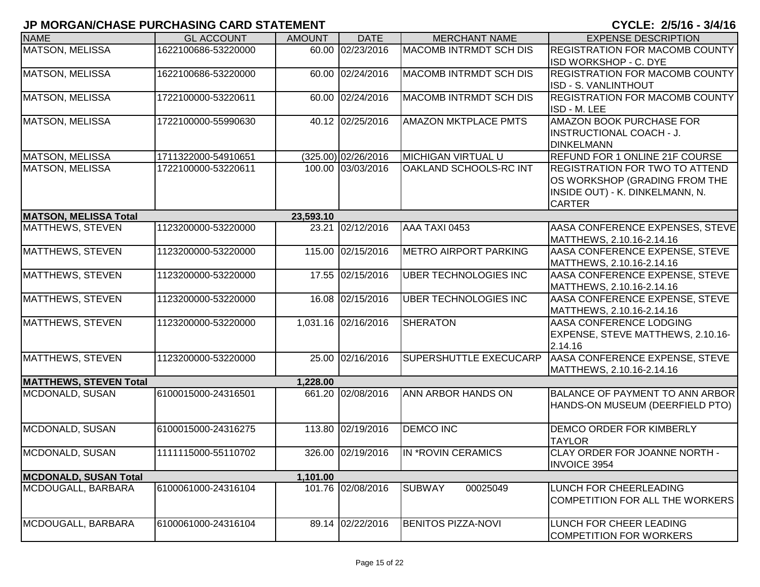# JP MORGAN/CHASE PURCHASING CARD STATEMENT

**CYCLE: 2/5/16 - 3/4/16**

| NAME | GL ACCOUNT | AMOUNT | DATE | MERCHANT NAME | EXPENSE DESCRIPTION |
|---|---|---|---|---|---|
| MATSON, MELISSA | 1622100686-53220000 | 60.00 | 02/23/2016 | MACOMB INTRMDT SCH DIS | REGISTRATION FOR MACOMB COUNTY ISD WORKSHOP - C. DYE |
| MATSON, MELISSA | 1622100686-53220000 | 60.00 | 02/24/2016 | MACOMB INTRMDT SCH DIS | REGISTRATION FOR MACOMB COUNTY ISD - S. VANLINTHOUT |
| MATSON, MELISSA | 1722100000-53220611 | 60.00 | 02/24/2016 | MACOMB INTRMDT SCH DIS | REGISTRATION FOR MACOMB COUNTY ISD - M. LEE |
| MATSON, MELISSA | 1722100000-55990630 | 40.12 | 02/25/2016 | AMAZON MKTPLACE PMTS | AMAZON BOOK PURCHASE FOR INSTRUCTIONAL COACH - J. DINKELMANN |
| MATSON, MELISSA | 1711322000-54910651 | (325.00) | 02/26/2016 | MICHIGAN VIRTUAL U | REFUND FOR 1 ONLINE 21F COURSE |
| MATSON, MELISSA | 1722100000-53220611 | 100.00 | 03/03/2016 | OAKLAND SCHOOLS-RC INT | REGISTRATION FOR TWO TO ATTEND OS WORKSHOP (GRADING FROM THE INSIDE OUT) - K. DINKELMANN, N. CARTER |
| **MATSON, MELISSA Total** | | **23,593.10** | | | |
| MATTHEWS, STEVEN | 1123200000-53220000 | 23.21 | 02/12/2016 | AAA TAXI 0453 | AASA CONFERENCE EXPENSES, STEVE MATTHEWS, 2.10.16-2.14.16 |
| MATTHEWS, STEVEN | 1123200000-53220000 | 115.00 | 02/15/2016 | METRO AIRPORT PARKING | AASA CONFERENCE EXPENSE, STEVE MATTHEWS, 2.10.16-2.14.16 |
| MATTHEWS, STEVEN | 1123200000-53220000 | 17.55 | 02/15/2016 | UBER TECHNOLOGIES INC | AASA CONFERENCE EXPENSE, STEVE MATTHEWS, 2.10.16-2.14.16 |
| MATTHEWS, STEVEN | 1123200000-53220000 | 16.08 | 02/15/2016 | UBER TECHNOLOGIES INC | AASA CONFERENCE EXPENSE, STEVE MATTHEWS, 2.10.16-2.14.16 |
| MATTHEWS, STEVEN | 1123200000-53220000 | 1,031.16 | 02/16/2016 | SHERATON | AASA CONFERENCE LODGING EXPENSE, STEVE MATTHEWS, 2.10.16-2.14.16 |
| MATTHEWS, STEVEN | 1123200000-53220000 | 25.00 | 02/16/2016 | SUPERSHUTTLE EXECUCARP | AASA CONFERENCE EXPENSE, STEVE MATTHEWS, 2.10.16-2.14.16 |
| **MATTHEWS, STEVEN Total** | | **1,228.00** | | | |
| MCDONALD, SUSAN | 6100015000-24316501 | 661.20 | 02/08/2016 | ANN ARBOR HANDS ON | BALANCE OF PAYMENT TO ANN ARBOR HANDS-ON MUSEUM (DEERFIELD PTO) |
| MCDONALD, SUSAN | 6100015000-24316275 | 113.80 | 02/19/2016 | DEMCO INC | DEMCO ORDER FOR KIMBERLY TAYLOR |
| MCDONALD, SUSAN | 1111115000-55110702 | 326.00 | 02/19/2016 | IN *ROVIN CERAMICS | CLAY ORDER FOR JOANNE NORTH - INVOICE 3954 |
| **MCDONALD, SUSAN Total** | | **1,101.00** | | | |
| MCDOUGALL, BARBARA | 6100061000-24316104 | 101.76 | 02/08/2016 | SUBWAY 00025049 | LUNCH FOR CHEERLEADING COMPETITION FOR ALL THE WORKERS |
| MCDOUGALL, BARBARA | 6100061000-24316104 | 89.14 | 02/22/2016 | BENITOS PIZZA-NOVI | LUNCH FOR CHEER LEADING COMPETITION FOR WORKERS |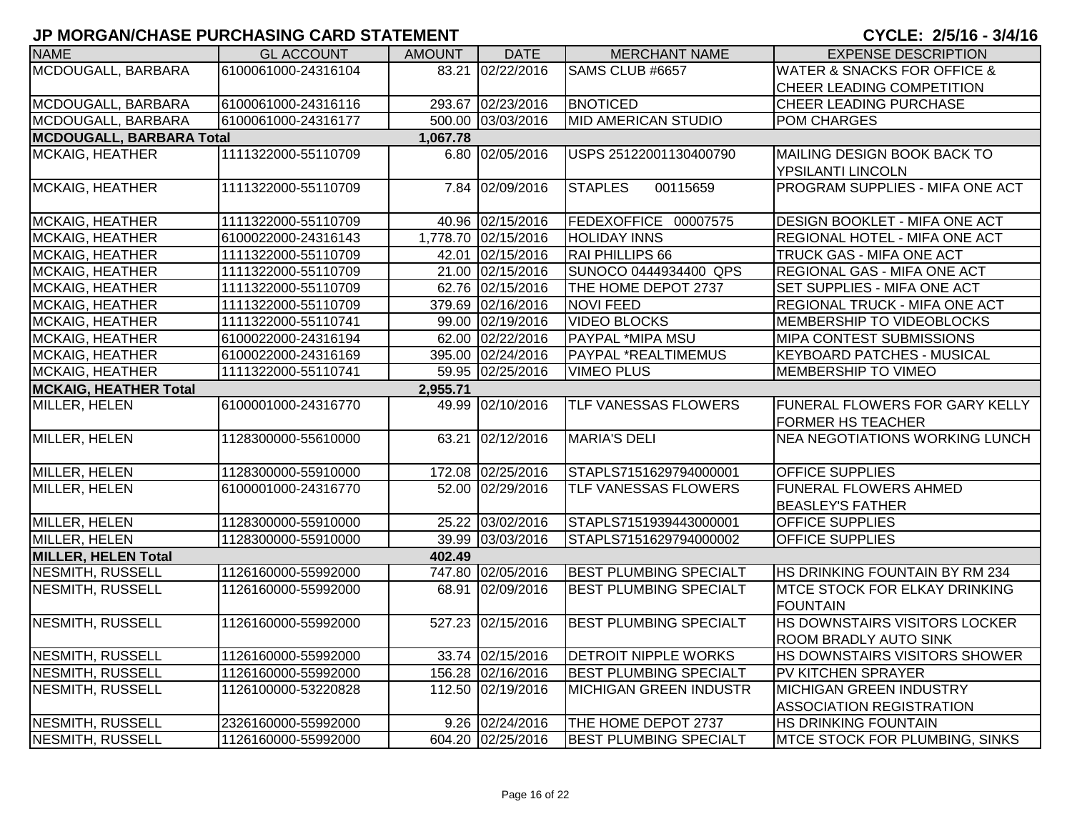# JP MORGAN/CHASE PURCHASING CARD STATEMENT

**CYCLE: 2/5/16 - 3/4/16**

| NAME | GL ACCOUNT | AMOUNT | DATE | MERCHANT NAME | EXPENSE DESCRIPTION |
|---|---|---|---|---|---|
| MCDOUGALL, BARBARA | 6100061000-24316104 | 83.21 | 02/22/2016 | SAMS CLUB #6657 | WATER & SNACKS FOR OFFICE & CHEER LEADING COMPETITION |
| MCDOUGALL, BARBARA | 6100061000-24316116 | 293.67 | 02/23/2016 | BNOTICED | CHEER LEADING PURCHASE |
| MCDOUGALL, BARBARA | 6100061000-24316177 | 500.00 | 03/03/2016 | MID AMERICAN STUDIO | POM CHARGES |
| **MCDOUGALL, BARBARA Total** | | **1,067.78** | | | |
| MCKAIG, HEATHER | 1111322000-55110709 | 6.80 | 02/05/2016 | USPS 25122001130400790 | MAILING DESIGN BOOK BACK TO YPSILANTI LINCOLN |
| MCKAIG, HEATHER | 1111322000-55110709 | 7.84 | 02/09/2016 | STAPLES 00115659 | PROGRAM SUPPLIES - MIFA ONE ACT |
| MCKAIG, HEATHER | 1111322000-55110709 | 40.96 | 02/15/2016 | FEDEXOFFICE 00007575 | DESIGN BOOKLET - MIFA ONE ACT |
| MCKAIG, HEATHER | 6100022000-24316143 | 1,778.70 | 02/15/2016 | HOLIDAY INNS | REGIONAL HOTEL - MIFA ONE ACT |
| MCKAIG, HEATHER | 1111322000-55110709 | 42.01 | 02/15/2016 | RAI PHILLIPS 66 | TRUCK GAS - MIFA ONE ACT |
| MCKAIG, HEATHER | 1111322000-55110709 | 21.00 | 02/15/2016 | SUNOCO 0444934400 QPS | REGIONAL GAS - MIFA ONE ACT |
| MCKAIG, HEATHER | 1111322000-55110709 | 62.76 | 02/15/2016 | THE HOME DEPOT 2737 | SET SUPPLIES - MIFA ONE ACT |
| MCKAIG, HEATHER | 1111322000-55110709 | 379.69 | 02/16/2016 | NOVI FEED | REGIONAL TRUCK - MIFA ONE ACT |
| MCKAIG, HEATHER | 1111322000-55110741 | 99.00 | 02/19/2016 | VIDEO BLOCKS | MEMBERSHIP TO VIDEOBLOCKS |
| MCKAIG, HEATHER | 6100022000-24316194 | 62.00 | 02/22/2016 | PAYPAL *MIPA MSU | MIPA CONTEST SUBMISSIONS |
| MCKAIG, HEATHER | 6100022000-24316169 | 395.00 | 02/24/2016 | PAYPAL *REALTIMEMUS | KEYBOARD PATCHES - MUSICAL |
| MCKAIG, HEATHER | 1111322000-55110741 | 59.95 | 02/25/2016 | VIMEO PLUS | MEMBERSHIP TO VIMEO |
| **MCKAIG, HEATHER Total** | | **2,955.71** | | | |
| MILLER, HELEN | 6100001000-24316770 | 49.99 | 02/10/2016 | TLF VANESSAS FLOWERS | FUNERAL FLOWERS FOR GARY KELLY FORMER HS TEACHER |
| MILLER, HELEN | 1128300000-55610000 | 63.21 | 02/12/2016 | MARIA'S DELI | NEA NEGOTIATIONS WORKING LUNCH |
| MILLER, HELEN | 1128300000-55910000 | 172.08 | 02/25/2016 | STAPLS7151629794000001 | OFFICE SUPPLIES |
| MILLER, HELEN | 6100001000-24316770 | 52.00 | 02/29/2016 | TLF VANESSAS FLOWERS | FUNERAL FLOWERS AHMED BEASLEY'S FATHER |
| MILLER, HELEN | 1128300000-55910000 | 25.22 | 03/02/2016 | STAPLS7151939443000001 | OFFICE SUPPLIES |
| MILLER, HELEN | 1128300000-55910000 | 39.99 | 03/03/2016 | STAPLS7151629794000002 | OFFICE SUPPLIES |
| **MILLER, HELEN Total** | | **402.49** | | | |
| NESMITH, RUSSELL | 1126160000-55992000 | 747.80 | 02/05/2016 | BEST PLUMBING SPECIALT | HS DRINKING FOUNTAIN BY RM 234 |
| NESMITH, RUSSELL | 1126160000-55992000 | 68.91 | 02/09/2016 | BEST PLUMBING SPECIALT | MTCE STOCK FOR ELKAY DRINKING FOUNTAIN |
| NESMITH, RUSSELL | 1126160000-55992000 | 527.23 | 02/15/2016 | BEST PLUMBING SPECIALT | HS DOWNSTAIRS VISITORS LOCKER ROOM BRADLY AUTO SINK |
| NESMITH, RUSSELL | 1126160000-55992000 | 33.74 | 02/15/2016 | DETROIT NIPPLE WORKS | HS DOWNSTAIRS VISITORS SHOWER |
| NESMITH, RUSSELL | 1126160000-55992000 | 156.28 | 02/16/2016 | BEST PLUMBING SPECIALT | PV KITCHEN SPRAYER |
| NESMITH, RUSSELL | 1126100000-53220828 | 112.50 | 02/19/2016 | MICHIGAN GREEN INDUSTR | MICHIGAN GREEN INDUSTRY ASSOCIATION REGISTRATION |
| NESMITH, RUSSELL | 2326160000-55992000 | 9.26 | 02/24/2016 | THE HOME DEPOT 2737 | HS DRINKING FOUNTAIN |
| NESMITH, RUSSELL | 1126160000-55992000 | 604.20 | 02/25/2016 | BEST PLUMBING SPECIALT | MTCE STOCK FOR PLUMBING, SINKS |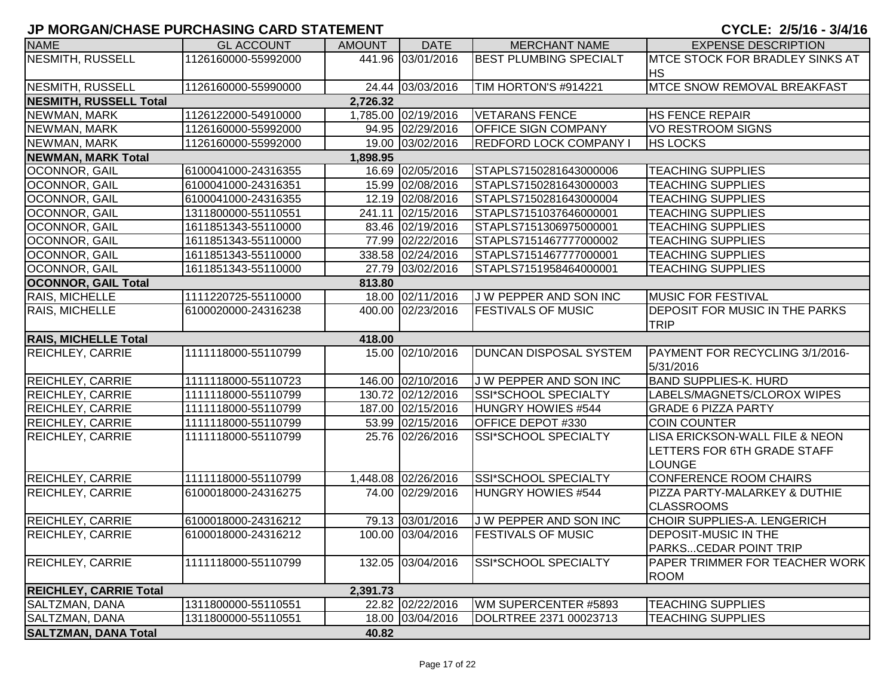# JP MORGAN/CHASE PURCHASING CARD STATEMENT

CYCLE: 2/5/16 - 3/4/16

| NAME | GL ACCOUNT | AMOUNT | DATE | MERCHANT NAME | EXPENSE DESCRIPTION |
|---|---|---|---|---|---|
| NESMITH, RUSSELL | 1126160000-55992000 | 441.96 | 03/01/2016 | BEST PLUMBING SPECIALT | MTCE STOCK FOR BRADLEY SINKS AT HS |
| NESMITH, RUSSELL | 1126160000-55990000 | 24.44 | 03/03/2016 | TIM HORTON'S #914221 | MTCE SNOW REMOVAL BREAKFAST |
| **NESMITH, RUSSELL Total** | | **2,726.32** | | | |
| NEWMAN, MARK | 1126122000-54910000 | 1,785.00 | 02/19/2016 | VETARANS FENCE | HS FENCE REPAIR |
| NEWMAN, MARK | 1126160000-55992000 | 94.95 | 02/29/2016 | OFFICE SIGN COMPANY | VO RESTROOM SIGNS |
| NEWMAN, MARK | 1126160000-55992000 | 19.00 | 03/02/2016 | REDFORD LOCK COMPANY I | HS LOCKS |
| **NEWMAN, MARK Total** | | **1,898.95** | | | |
| OCONNOR, GAIL | 6100041000-24316355 | 16.69 | 02/05/2016 | STAPLS7150281643000006 | TEACHING SUPPLIES |
| OCONNOR, GAIL | 6100041000-24316351 | 15.99 | 02/08/2016 | STAPLS7150281643000003 | TEACHING SUPPLIES |
| OCONNOR, GAIL | 6100041000-24316355 | 12.19 | 02/08/2016 | STAPLS7150281643000004 | TEACHING SUPPLIES |
| OCONNOR, GAIL | 1311800000-55110551 | 241.11 | 02/15/2016 | STAPLS7151037646000001 | TEACHING SUPPLIES |
| OCONNOR, GAIL | 1611851343-55110000 | 83.46 | 02/19/2016 | STAPLS7151306975000001 | TEACHING SUPPLIES |
| OCONNOR, GAIL | 1611851343-55110000 | 77.99 | 02/22/2016 | STAPLS7151467777000002 | TEACHING SUPPLIES |
| OCONNOR, GAIL | 1611851343-55110000 | 338.58 | 02/24/2016 | STAPLS7151467777000001 | TEACHING SUPPLIES |
| OCONNOR, GAIL | 1611851343-55110000 | 27.79 | 03/02/2016 | STAPLS7151958464000001 | TEACHING SUPPLIES |
| **OCONNOR, GAIL Total** | | **813.80** | | | |
| RAIS, MICHELLE | 1111220725-55110000 | 18.00 | 02/11/2016 | J W PEPPER AND SON INC | MUSIC FOR FESTIVAL |
| RAIS, MICHELLE | 6100020000-24316238 | 400.00 | 02/23/2016 | FESTIVALS OF MUSIC | DEPOSIT FOR MUSIC IN THE PARKS TRIP |
| **RAIS, MICHELLE Total** | | **418.00** | | | |
| REICHLEY, CARRIE | 1111118000-55110799 | 15.00 | 02/10/2016 | DUNCAN DISPOSAL SYSTEM | PAYMENT FOR RECYCLING 3/1/2016-5/31/2016 |
| REICHLEY, CARRIE | 1111118000-55110723 | 146.00 | 02/10/2016 | J W PEPPER AND SON INC | BAND SUPPLIES-K. HURD |
| REICHLEY, CARRIE | 1111118000-55110799 | 130.72 | 02/12/2016 | SSI*SCHOOL SPECIALTY | LABELS/MAGNETS/CLOROX WIPES |
| REICHLEY, CARRIE | 1111118000-55110799 | 187.00 | 02/15/2016 | HUNGRY HOWIES #544 | GRADE 6 PIZZA PARTY |
| REICHLEY, CARRIE | 1111118000-55110799 | 53.99 | 02/15/2016 | OFFICE DEPOT #330 | COIN COUNTER |
| REICHLEY, CARRIE | 1111118000-55110799 | 25.76 | 02/26/2016 | SSI*SCHOOL SPECIALTY | LISA ERICKSON-WALL FILE & NEON LETTERS FOR 6TH GRADE STAFF LOUNGE |
| REICHLEY, CARRIE | 1111118000-55110799 | 1,448.08 | 02/26/2016 | SSI*SCHOOL SPECIALTY | CONFERENCE ROOM CHAIRS |
| REICHLEY, CARRIE | 6100018000-24316275 | 74.00 | 02/29/2016 | HUNGRY HOWIES #544 | PIZZA PARTY-MALARKEY & DUTHIE CLASSROOMS |
| REICHLEY, CARRIE | 6100018000-24316212 | 79.13 | 03/01/2016 | J W PEPPER AND SON INC | CHOIR SUPPLIES-A. LENGERICH |
| REICHLEY, CARRIE | 6100018000-24316212 | 100.00 | 03/04/2016 | FESTIVALS OF MUSIC | DEPOSIT-MUSIC IN THE PARKS...CEDAR POINT TRIP |
| REICHLEY, CARRIE | 1111118000-55110799 | 132.05 | 03/04/2016 | SSI*SCHOOL SPECIALTY | PAPER TRIMMER FOR TEACHER WORK ROOM |
| **REICHLEY, CARRIE Total** | | **2,391.73** | | | |
| SALTZMAN, DANA | 1311800000-55110551 | 22.82 | 02/22/2016 | WM SUPERCENTER #5893 | TEACHING SUPPLIES |
| SALTZMAN, DANA | 1311800000-55110551 | 18.00 | 03/04/2016 | DOLRTREE 2371 00023713 | TEACHING SUPPLIES |
| **SALTZMAN, DANA Total** | | **40.82** | | | |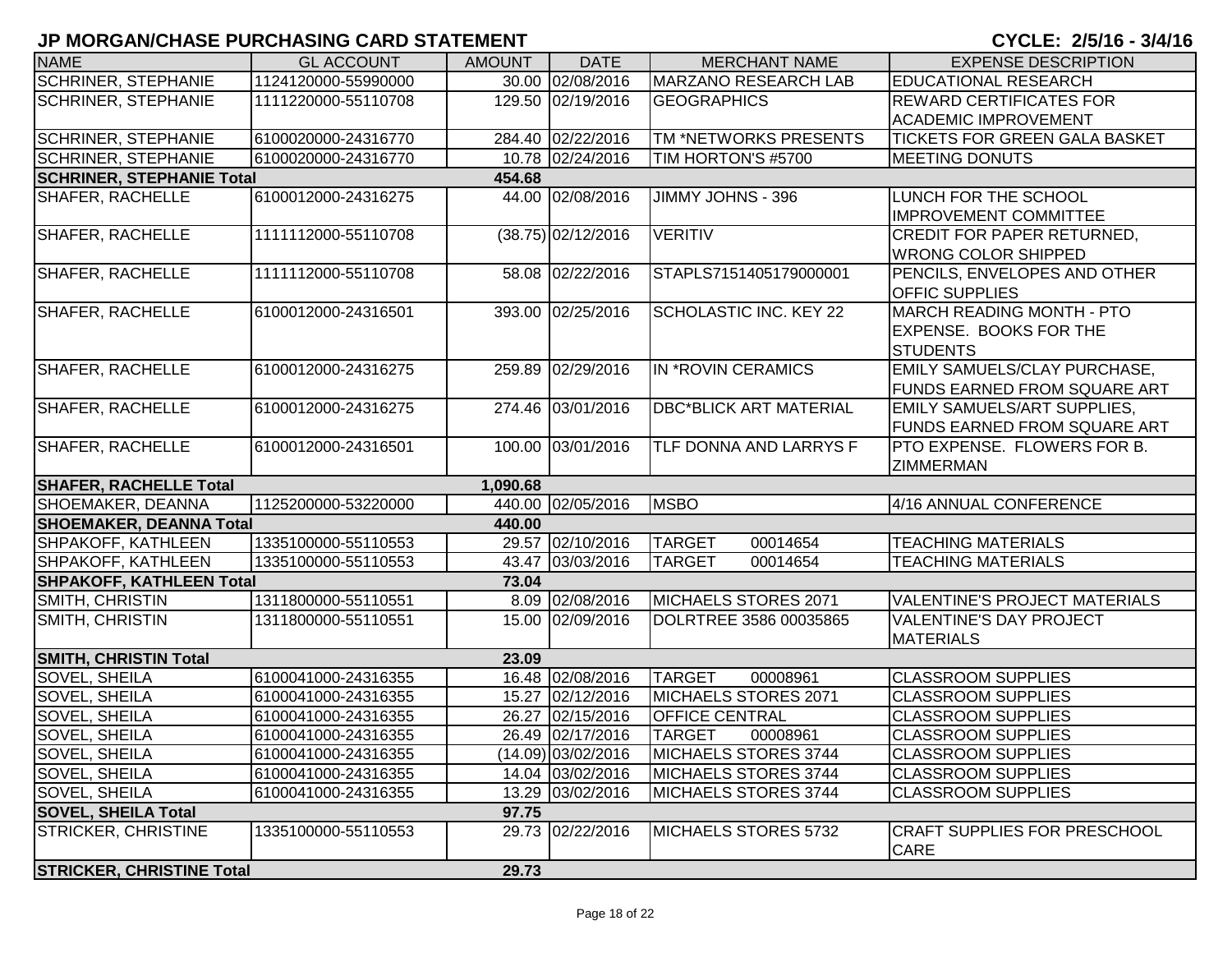# JP MORGAN/CHASE PURCHASING CARD STATEMENT

**CYCLE: 2/5/16 - 3/4/16**

| NAME | GL ACCOUNT | AMOUNT | DATE | MERCHANT NAME | EXPENSE DESCRIPTION |
|---|---|---|---|---|---|
| SCHRINER, STEPHANIE | 1124120000-55990000 | 30.00 | 02/08/2016 | MARZANO RESEARCH LAB | EDUCATIONAL RESEARCH |
| SCHRINER, STEPHANIE | 1111220000-55110708 | 129.50 | 02/19/2016 | GEOGRAPHICS | REWARD CERTIFICATES FOR ACADEMIC IMPROVEMENT |
| SCHRINER, STEPHANIE | 6100020000-24316770 | 284.40 | 02/22/2016 | TM *NETWORKS PRESENTS | TICKETS FOR GREEN GALA BASKET |
| SCHRINER, STEPHANIE | 6100020000-24316770 | 10.78 | 02/24/2016 | TIM HORTON'S #5700 | MEETING DONUTS |
| **SCHRINER, STEPHANIE Total** | | **454.68** | | | |
| SHAFER, RACHELLE | 6100012000-24316275 | 44.00 | 02/08/2016 | JIMMY JOHNS - 396 | LUNCH FOR THE SCHOOL IMPROVEMENT COMMITTEE |
| SHAFER, RACHELLE | 1111112000-55110708 | (38.75) | 02/12/2016 | VERITIV | CREDIT FOR PAPER RETURNED, WRONG COLOR SHIPPED |
| SHAFER, RACHELLE | 1111112000-55110708 | 58.08 | 02/22/2016 | STAPLS7151405179000001 | PENCILS, ENVELOPES AND OTHER OFFIC SUPPLIES |
| SHAFER, RACHELLE | 6100012000-24316501 | 393.00 | 02/25/2016 | SCHOLASTIC INC. KEY 22 | MARCH READING MONTH - PTO EXPENSE. BOOKS FOR THE STUDENTS |
| SHAFER, RACHELLE | 6100012000-24316275 | 259.89 | 02/29/2016 | IN *ROVIN CERAMICS | EMILY SAMUELS/CLAY PURCHASE, FUNDS EARNED FROM SQUARE ART |
| SHAFER, RACHELLE | 6100012000-24316275 | 274.46 | 03/01/2016 | DBC*BLICK ART MATERIAL | EMILY SAMUELS/ART SUPPLIES, FUNDS EARNED FROM SQUARE ART |
| SHAFER, RACHELLE | 6100012000-24316501 | 100.00 | 03/01/2016 | TLF DONNA AND LARRYS F | PTO EXPENSE. FLOWERS FOR B. ZIMMERMAN |
| **SHAFER, RACHELLE Total** | | **1,090.68** | | | |
| SHOEMAKER, DEANNA | 1125200000-53220000 | 440.00 | 02/05/2016 | MSBO | 4/16 ANNUAL CONFERENCE |
| **SHOEMAKER, DEANNA Total** | | **440.00** | | | |
| SHPAKOFF, KATHLEEN | 1335100000-55110553 | 29.57 | 02/10/2016 | TARGET 00014654 | TEACHING MATERIALS |
| SHPAKOFF, KATHLEEN | 1335100000-55110553 | 43.47 | 03/03/2016 | TARGET 00014654 | TEACHING MATERIALS |
| **SHPAKOFF, KATHLEEN Total** | | **73.04** | | | |
| SMITH, CHRISTIN | 1311800000-55110551 | 8.09 | 02/08/2016 | MICHAELS STORES 2071 | VALENTINE'S PROJECT MATERIALS |
| SMITH, CHRISTIN | 1311800000-55110551 | 15.00 | 02/09/2016 | DOLRTREE 3586 00035865 | VALENTINE'S DAY PROJECT MATERIALS |
| **SMITH, CHRISTIN Total** | | **23.09** | | | |
| SOVEL, SHEILA | 6100041000-24316355 | 16.48 | 02/08/2016 | TARGET 00008961 | CLASSROOM SUPPLIES |
| SOVEL, SHEILA | 6100041000-24316355 | 15.27 | 02/12/2016 | MICHAELS STORES 2071 | CLASSROOM SUPPLIES |
| SOVEL, SHEILA | 6100041000-24316355 | 26.27 | 02/15/2016 | OFFICE CENTRAL | CLASSROOM SUPPLIES |
| SOVEL, SHEILA | 6100041000-24316355 | 26.49 | 02/17/2016 | TARGET 00008961 | CLASSROOM SUPPLIES |
| SOVEL, SHEILA | 6100041000-24316355 | (14.09) | 03/02/2016 | MICHAELS STORES 3744 | CLASSROOM SUPPLIES |
| SOVEL, SHEILA | 6100041000-24316355 | 14.04 | 03/02/2016 | MICHAELS STORES 3744 | CLASSROOM SUPPLIES |
| SOVEL, SHEILA | 6100041000-24316355 | 13.29 | 03/02/2016 | MICHAELS STORES 3744 | CLASSROOM SUPPLIES |
| **SOVEL, SHEILA Total** | | **97.75** | | | |
| STRICKER, CHRISTINE | 1335100000-55110553 | 29.73 | 02/22/2016 | MICHAELS STORES 5732 | CRAFT SUPPLIES FOR PRESCHOOL CARE |
| **STRICKER, CHRISTINE Total** | | **29.73** | | | |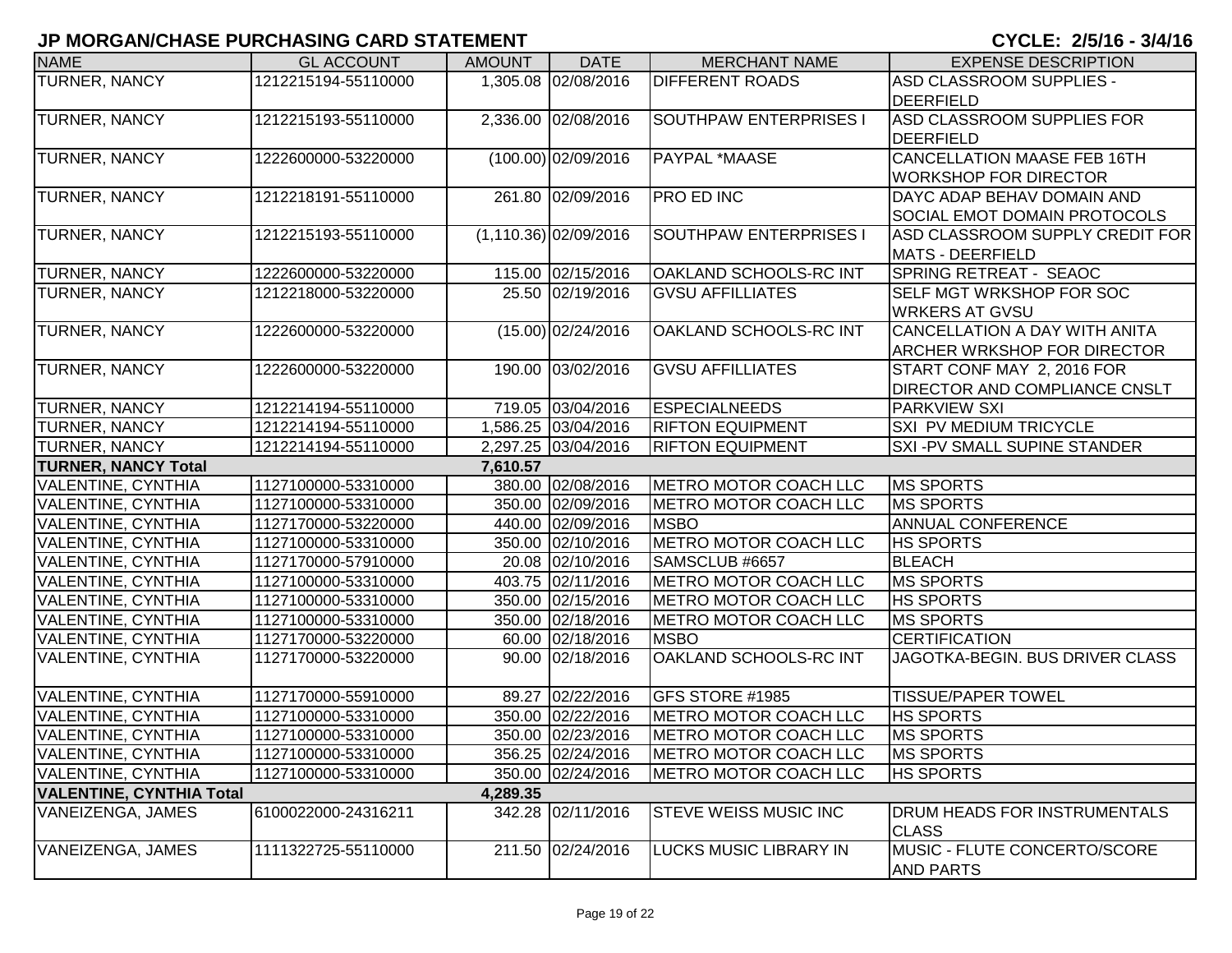# JP MORGAN/CHASE PURCHASING CARD STATEMENT

**CYCLE: 2/5/16 - 3/4/16**

| NAME | GL ACCOUNT | AMOUNT | DATE | MERCHANT NAME | EXPENSE DESCRIPTION |
|---|---|---|---|---|---|
| TURNER, NANCY | 1212215194-55110000 | 1,305.08 | 02/08/2016 | DIFFERENT ROADS | ASD CLASSROOM SUPPLIES - DEERFIELD |
| TURNER, NANCY | 1212215193-55110000 | 2,336.00 | 02/08/2016 | SOUTHPAW ENTERPRISES I | ASD CLASSROOM SUPPLIES FOR DEERFIELD |
| TURNER, NANCY | 1222600000-53220000 | (100.00) | 02/09/2016 | PAYPAL *MAASE | CANCELLATION MAASE FEB 16TH WORKSHOP FOR DIRECTOR |
| TURNER, NANCY | 1212218191-55110000 | 261.80 | 02/09/2016 | PRO ED INC | DAYC ADAP BEHAV DOMAIN AND SOCIAL EMOT DOMAIN PROTOCOLS |
| TURNER, NANCY | 1212215193-55110000 | (1,110.36) | 02/09/2016 | SOUTHPAW ENTERPRISES I | ASD CLASSROOM SUPPLY CREDIT FOR MATS - DEERFIELD |
| TURNER, NANCY | 1222600000-53220000 | 115.00 | 02/15/2016 | OAKLAND SCHOOLS-RC INT | SPRING RETREAT - SEAOC |
| TURNER, NANCY | 1212218000-53220000 | 25.50 | 02/19/2016 | GVSU AFFILLIATES | SELF MGT WRKSHOP FOR SOC WRKERS AT GVSU |
| TURNER, NANCY | 1222600000-53220000 | (15.00) | 02/24/2016 | OAKLAND SCHOOLS-RC INT | CANCELLATION A DAY WITH ANITA ARCHER WRKSHOP FOR DIRECTOR |
| TURNER, NANCY | 1222600000-53220000 | 190.00 | 03/02/2016 | GVSU AFFILLIATES | START CONF MAY 2, 2016 FOR DIRECTOR AND COMPLIANCE CNSLT |
| TURNER, NANCY | 1212214194-55110000 | 719.05 | 03/04/2016 | ESPECIALNEEDS | PARKVIEW SXI |
| TURNER, NANCY | 1212214194-55110000 | 1,586.25 | 03/04/2016 | RIFTON EQUIPMENT | SXI PV MEDIUM TRICYCLE |
| TURNER, NANCY | 1212214194-55110000 | 2,297.25 | 03/04/2016 | RIFTON EQUIPMENT | SXI -PV SMALL SUPINE STANDER |
| **TURNER, NANCY Total** | | **7,610.57** | | | |
| VALENTINE, CYNTHIA | 1127100000-53310000 | 380.00 | 02/08/2016 | METRO MOTOR COACH LLC | MS SPORTS |
| VALENTINE, CYNTHIA | 1127100000-53310000 | 350.00 | 02/09/2016 | METRO MOTOR COACH LLC | MS SPORTS |
| VALENTINE, CYNTHIA | 1127170000-53220000 | 440.00 | 02/09/2016 | MSBO | ANNUAL CONFERENCE |
| VALENTINE, CYNTHIA | 1127100000-53310000 | 350.00 | 02/10/2016 | METRO MOTOR COACH LLC | HS SPORTS |
| VALENTINE, CYNTHIA | 1127170000-57910000 | 20.08 | 02/10/2016 | SAMSCLUB #6657 | BLEACH |
| VALENTINE, CYNTHIA | 1127100000-53310000 | 403.75 | 02/11/2016 | METRO MOTOR COACH LLC | MS SPORTS |
| VALENTINE, CYNTHIA | 1127100000-53310000 | 350.00 | 02/15/2016 | METRO MOTOR COACH LLC | HS SPORTS |
| VALENTINE, CYNTHIA | 1127100000-53310000 | 350.00 | 02/18/2016 | METRO MOTOR COACH LLC | MS SPORTS |
| VALENTINE, CYNTHIA | 1127170000-53220000 | 60.00 | 02/18/2016 | MSBO | CERTIFICATION |
| VALENTINE, CYNTHIA | 1127170000-53220000 | 90.00 | 02/18/2016 | OAKLAND SCHOOLS-RC INT | JAGOTKA-BEGIN. BUS DRIVER CLASS |
| VALENTINE, CYNTHIA | 1127170000-55910000 | 89.27 | 02/22/2016 | GFS STORE #1985 | TISSUE/PAPER TOWEL |
| VALENTINE, CYNTHIA | 1127100000-53310000 | 350.00 | 02/22/2016 | METRO MOTOR COACH LLC | HS SPORTS |
| VALENTINE, CYNTHIA | 1127100000-53310000 | 350.00 | 02/23/2016 | METRO MOTOR COACH LLC | MS SPORTS |
| VALENTINE, CYNTHIA | 1127100000-53310000 | 356.25 | 02/24/2016 | METRO MOTOR COACH LLC | MS SPORTS |
| VALENTINE, CYNTHIA | 1127100000-53310000 | 350.00 | 02/24/2016 | METRO MOTOR COACH LLC | HS SPORTS |
| **VALENTINE, CYNTHIA Total** | | **4,289.35** | | | |
| VANEIZENGA, JAMES | 6100022000-24316211 | 342.28 | 02/11/2016 | STEVE WEISS MUSIC INC | DRUM HEADS FOR INSTRUMENTALS CLASS |
| VANEIZENGA, JAMES | 1111322725-55110000 | 211.50 | 02/24/2016 | LUCKS MUSIC LIBRARY IN | MUSIC - FLUTE CONCERTO/SCORE AND PARTS |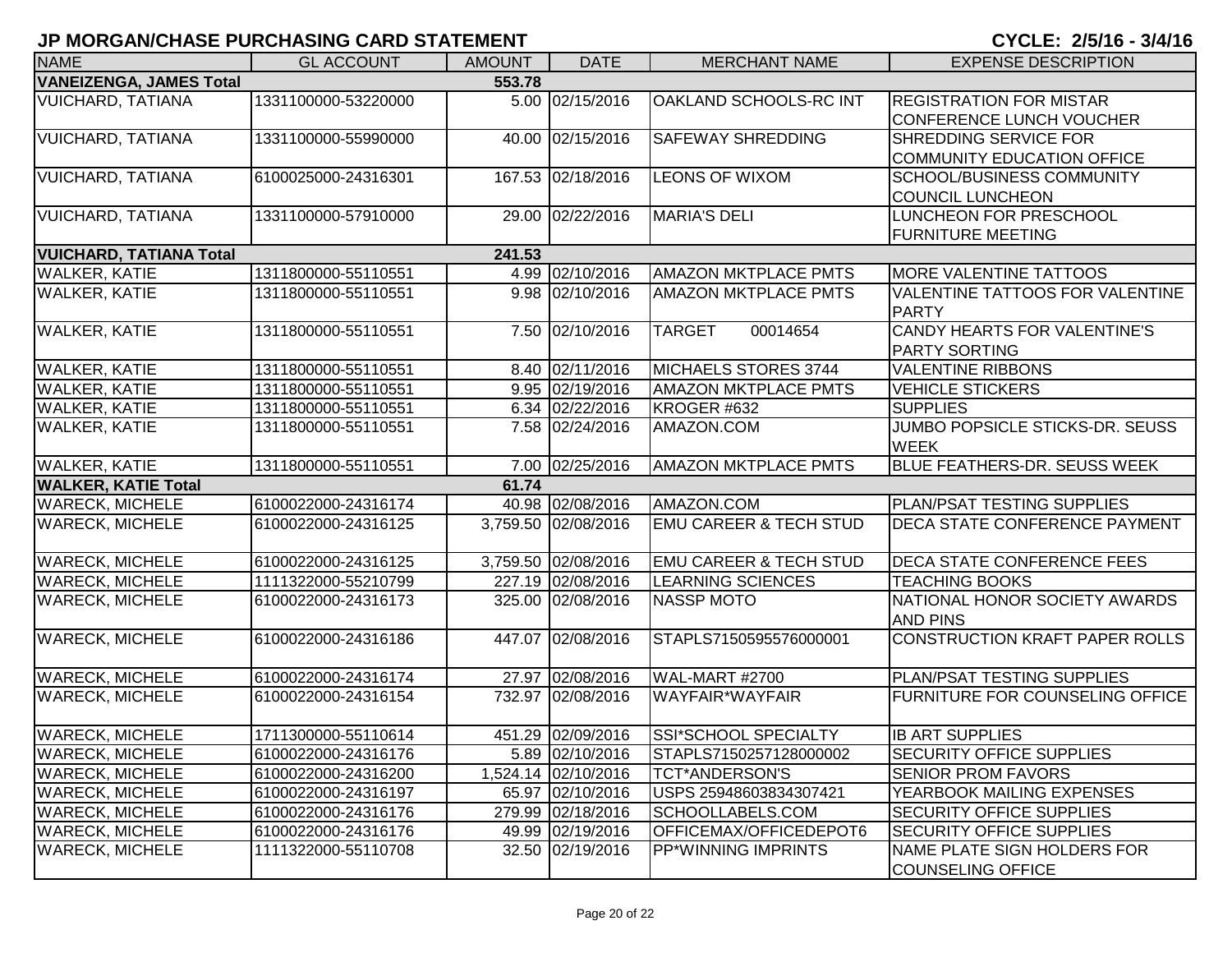## JP MORGAN/CHASE PURCHASING CARD STATEMENT

**CYCLE: 2/5/16 - 3/4/16**

| NAME | GL ACCOUNT | AMOUNT | DATE | MERCHANT NAME | EXPENSE DESCRIPTION |
|---|---|---|---|---|---|
| **VANEIZENGA, JAMES Total** | | **553.78** | | | |
| VUICHARD, TATIANA | 1331100000-53220000 | 5.00 | 02/15/2016 | OAKLAND SCHOOLS-RC INT | REGISTRATION FOR MISTAR CONFERENCE LUNCH VOUCHER |
| VUICHARD, TATIANA | 1331100000-55990000 | 40.00 | 02/15/2016 | SAFEWAY SHREDDING | SHREDDING SERVICE FOR COMMUNITY EDUCATION OFFICE |
| VUICHARD, TATIANA | 6100025000-24316301 | 167.53 | 02/18/2016 | LEONS OF WIXOM | SCHOOL/BUSINESS COMMUNITY COUNCIL LUNCHEON |
| VUICHARD, TATIANA | 1331100000-57910000 | 29.00 | 02/22/2016 | MARIA'S DELI | LUNCHEON FOR PRESCHOOL FURNITURE MEETING |
| **VUICHARD, TATIANA Total** | | **241.53** | | | |
| WALKER, KATIE | 1311800000-55110551 | 4.99 | 02/10/2016 | AMAZON MKTPLACE PMTS | MORE VALENTINE TATTOOS |
| WALKER, KATIE | 1311800000-55110551 | 9.98 | 02/10/2016 | AMAZON MKTPLACE PMTS | VALENTINE TATTOOS FOR VALENTINE PARTY |
| WALKER, KATIE | 1311800000-55110551 | 7.50 | 02/10/2016 | TARGET 00014654 | CANDY HEARTS FOR VALENTINE'S PARTY SORTING |
| WALKER, KATIE | 1311800000-55110551 | 8.40 | 02/11/2016 | MICHAELS STORES 3744 | VALENTINE RIBBONS |
| WALKER, KATIE | 1311800000-55110551 | 9.95 | 02/19/2016 | AMAZON MKTPLACE PMTS | VEHICLE STICKERS |
| WALKER, KATIE | 1311800000-55110551 | 6.34 | 02/22/2016 | KROGER #632 | SUPPLIES |
| WALKER, KATIE | 1311800000-55110551 | 7.58 | 02/24/2016 | AMAZON.COM | JUMBO POPSICLE STICKS-DR. SEUSS WEEK |
| WALKER, KATIE | 1311800000-55110551 | 7.00 | 02/25/2016 | AMAZON MKTPLACE PMTS | BLUE FEATHERS-DR. SEUSS WEEK |
| **WALKER, KATIE Total** | | **61.74** | | | |
| WARECK, MICHELE | 6100022000-24316174 | 40.98 | 02/08/2016 | AMAZON.COM | PLAN/PSAT TESTING SUPPLIES |
| WARECK, MICHELE | 6100022000-24316125 | 3,759.50 | 02/08/2016 | EMU CAREER & TECH STUD | DECA STATE CONFERENCE PAYMENT |
| WARECK, MICHELE | 6100022000-24316125 | 3,759.50 | 02/08/2016 | EMU CAREER & TECH STUD | DECA STATE CONFERENCE FEES |
| WARECK, MICHELE | 1111322000-55210799 | 227.19 | 02/08/2016 | LEARNING SCIENCES | TEACHING BOOKS |
| WARECK, MICHELE | 6100022000-24316173 | 325.00 | 02/08/2016 | NASSP MOTO | NATIONAL HONOR SOCIETY AWARDS AND PINS |
| WARECK, MICHELE | 6100022000-24316186 | 447.07 | 02/08/2016 | STAPLS7150595576000001 | CONSTRUCTION KRAFT PAPER ROLLS |
| WARECK, MICHELE | 6100022000-24316174 | 27.97 | 02/08/2016 | WAL-MART #2700 | PLAN/PSAT TESTING SUPPLIES |
| WARECK, MICHELE | 6100022000-24316154 | 732.97 | 02/08/2016 | WAYFAIR*WAYFAIR | FURNITURE FOR COUNSELING OFFICE |
| WARECK, MICHELE | 1711300000-55110614 | 451.29 | 02/09/2016 | SSI*SCHOOL SPECIALTY | IB ART SUPPLIES |
| WARECK, MICHELE | 6100022000-24316176 | 5.89 | 02/10/2016 | STAPLS7150257128000002 | SECURITY OFFICE SUPPLIES |
| WARECK, MICHELE | 6100022000-24316200 | 1,524.14 | 02/10/2016 | TCT*ANDERSON'S | SENIOR PROM FAVORS |
| WARECK, MICHELE | 6100022000-24316197 | 65.97 | 02/10/2016 | USPS 25948603834307421 | YEARBOOK MAILING EXPENSES |
| WARECK, MICHELE | 6100022000-24316176 | 279.99 | 02/18/2016 | SCHOOLLABELS.COM | SECURITY OFFICE SUPPLIES |
| WARECK, MICHELE | 6100022000-24316176 | 49.99 | 02/19/2016 | OFFICEMAX/OFFICEDEPOT6 | SECURITY OFFICE SUPPLIES |
| WARECK, MICHELE | 1111322000-55110708 | 32.50 | 02/19/2016 | PP*WINNING IMPRINTS | NAME PLATE SIGN HOLDERS FOR COUNSELING OFFICE |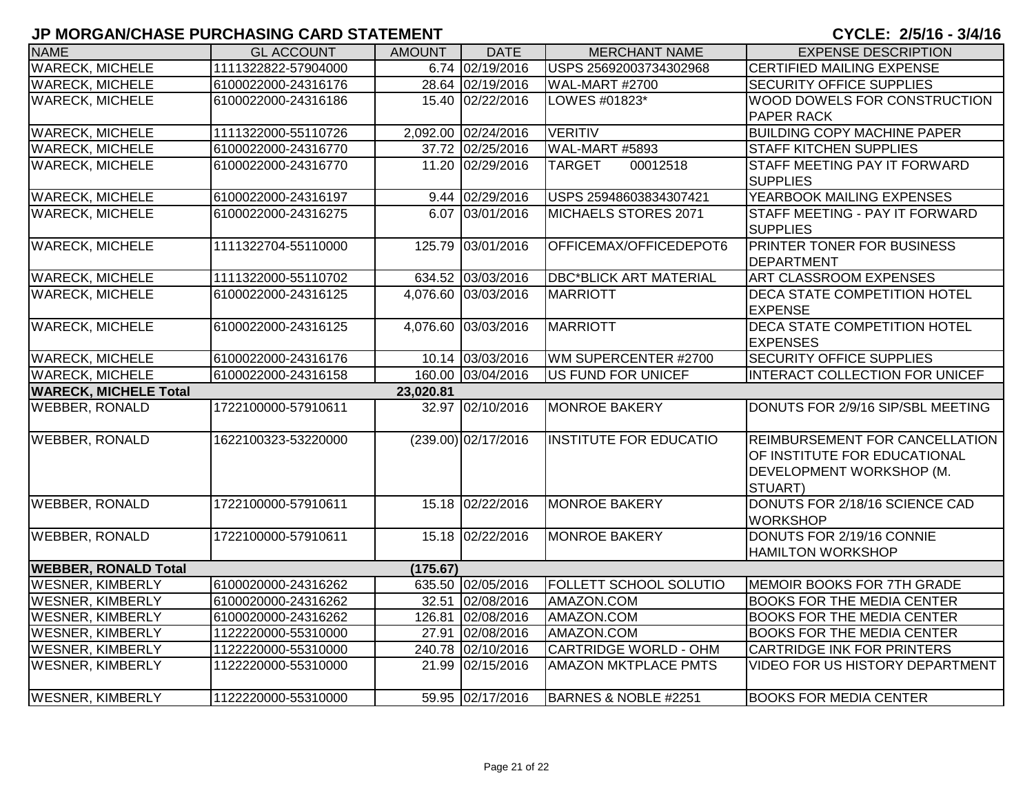# JP MORGAN/CHASE PURCHASING CARD STATEMENT

**CYCLE: 2/5/16 - 3/4/16**

| NAME | GL ACCOUNT | AMOUNT | DATE | MERCHANT NAME | EXPENSE DESCRIPTION |
|---|---|---|---|---|---|
| WARECK, MICHELE | 1111322822-57904000 | 6.74 | 02/19/2016 | USPS 25692003734302968 | CERTIFIED MAILING EXPENSE |
| WARECK, MICHELE | 6100022000-24316176 | 28.64 | 02/19/2016 | WAL-MART #2700 | SECURITY OFFICE SUPPLIES |
| WARECK, MICHELE | 6100022000-24316186 | 15.40 | 02/22/2016 | LOWES #01823* | WOOD DOWELS FOR CONSTRUCTION PAPER RACK |
| WARECK, MICHELE | 1111322000-55110726 | 2,092.00 | 02/24/2016 | VERITIV | BUILDING COPY MACHINE PAPER |
| WARECK, MICHELE | 6100022000-24316770 | 37.72 | 02/25/2016 | WAL-MART #5893 | STAFF KITCHEN SUPPLIES |
| WARECK, MICHELE | 6100022000-24316770 | 11.20 | 02/29/2016 | TARGET 00012518 | STAFF MEETING PAY IT FORWARD SUPPLIES |
| WARECK, MICHELE | 6100022000-24316197 | 9.44 | 02/29/2016 | USPS 25948603834307421 | YEARBOOK MAILING EXPENSES |
| WARECK, MICHELE | 6100022000-24316275 | 6.07 | 03/01/2016 | MICHAELS STORES 2071 | STAFF MEETING - PAY IT FORWARD SUPPLIES |
| WARECK, MICHELE | 1111322704-55110000 | 125.79 | 03/01/2016 | OFFICEMAX/OFFICEDEPOT6 | PRINTER TONER FOR BUSINESS DEPARTMENT |
| WARECK, MICHELE | 1111322000-55110702 | 634.52 | 03/03/2016 | DBC*BLICK ART MATERIAL | ART CLASSROOM EXPENSES |
| WARECK, MICHELE | 6100022000-24316125 | 4,076.60 | 03/03/2016 | MARRIOTT | DECA STATE COMPETITION HOTEL EXPENSE |
| WARECK, MICHELE | 6100022000-24316125 | 4,076.60 | 03/03/2016 | MARRIOTT | DECA STATE COMPETITION HOTEL EXPENSES |
| WARECK, MICHELE | 6100022000-24316176 | 10.14 | 03/03/2016 | WM SUPERCENTER #2700 | SECURITY OFFICE SUPPLIES |
| WARECK, MICHELE | 6100022000-24316158 | 160.00 | 03/04/2016 | US FUND FOR UNICEF | INTERACT COLLECTION FOR UNICEF |
| **WARECK, MICHELE Total** | | **23,020.81** | | | |
| WEBBER, RONALD | 1722100000-57910611 | 32.97 | 02/10/2016 | MONROE BAKERY | DONUTS FOR 2/9/16 SIP/SBL MEETING |
| WEBBER, RONALD | 1622100323-53220000 | (239.00) | 02/17/2016 | INSTITUTE FOR EDUCATIO | REIMBURSEMENT FOR CANCELLATION OF INSTITUTE FOR EDUCATIONAL DEVELOPMENT WORKSHOP (M. STUART) |
| WEBBER, RONALD | 1722100000-57910611 | 15.18 | 02/22/2016 | MONROE BAKERY | DONUTS FOR 2/18/16 SCIENCE CAD WORKSHOP |
| WEBBER, RONALD | 1722100000-57910611 | 15.18 | 02/22/2016 | MONROE BAKERY | DONUTS FOR 2/19/16 CONNIE HAMILTON WORKSHOP |
| **WEBBER, RONALD Total** | | **(175.67)** | | | |
| WESNER, KIMBERLY | 6100020000-24316262 | 635.50 | 02/05/2016 | FOLLETT SCHOOL SOLUTIO | MEMOIR BOOKS FOR 7TH GRADE |
| WESNER, KIMBERLY | 6100020000-24316262 | 32.51 | 02/08/2016 | AMAZON.COM | BOOKS FOR THE MEDIA CENTER |
| WESNER, KIMBERLY | 6100020000-24316262 | 126.81 | 02/08/2016 | AMAZON.COM | BOOKS FOR THE MEDIA CENTER |
| WESNER, KIMBERLY | 1122220000-55310000 | 27.91 | 02/08/2016 | AMAZON.COM | BOOKS FOR THE MEDIA CENTER |
| WESNER, KIMBERLY | 1122220000-55310000 | 240.78 | 02/10/2016 | CARTRIDGE WORLD - OHM | CARTRIDGE INK FOR PRINTERS |
| WESNER, KIMBERLY | 1122220000-55310000 | 21.99 | 02/15/2016 | AMAZON MKTPLACE PMTS | VIDEO FOR US HISTORY DEPARTMENT |
| WESNER, KIMBERLY | 1122220000-55310000 | 59.95 | 02/17/2016 | BARNES & NOBLE #2251 | BOOKS FOR MEDIA CENTER |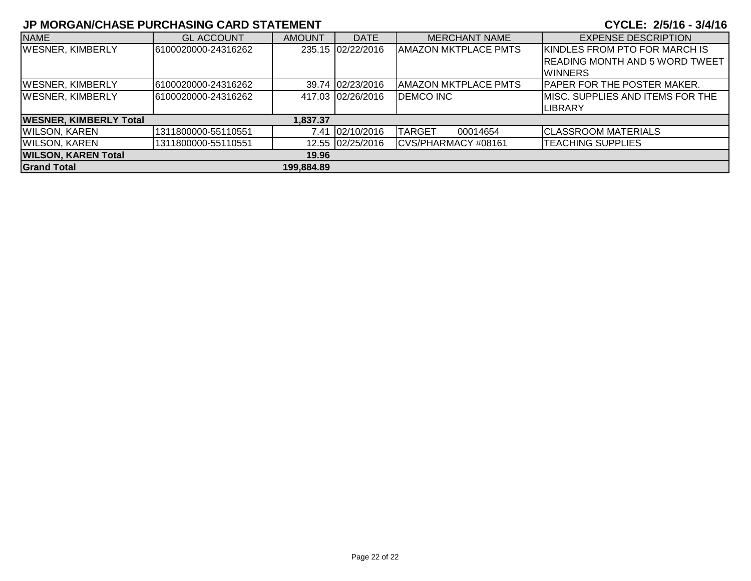## JP MORGAN/CHASE PURCHASING CARD STATEMENT

**CYCLE: 2/5/16 - 3/4/16**

| NAME | GL ACCOUNT | AMOUNT | DATE | MERCHANT NAME | EXPENSE DESCRIPTION |
|---|---|---|---|---|---|
| WESNER, KIMBERLY | 6100020000-24316262 | 235.15 | 02/22/2016 | AMAZON MKTPLACE PMTS | KINDLES FROM PTO FOR MARCH IS READING MONTH AND 5 WORD TWEET WINNERS |
| WESNER, KIMBERLY | 6100020000-24316262 | 39.74 | 02/23/2016 | AMAZON MKTPLACE PMTS | PAPER FOR THE POSTER MAKER. |
| WESNER, KIMBERLY | 6100020000-24316262 | 417.03 | 02/26/2016 | DEMCO INC | MISC. SUPPLIES AND ITEMS FOR THE LIBRARY |
| **WESNER, KIMBERLY Total** | | **1,837.37** | | | |
| WILSON, KAREN | 1311800000-55110551 | 7.41 | 02/10/2016 | TARGET 00014654 | CLASSROOM MATERIALS |
| WILSON, KAREN | 1311800000-55110551 | 12.55 | 02/25/2016 | CVS/PHARMACY #08161 | TEACHING SUPPLIES |
| **WILSON, KAREN Total** | | **19.96** | | | |
| **Grand Total** | | **199,884.89** | | | |